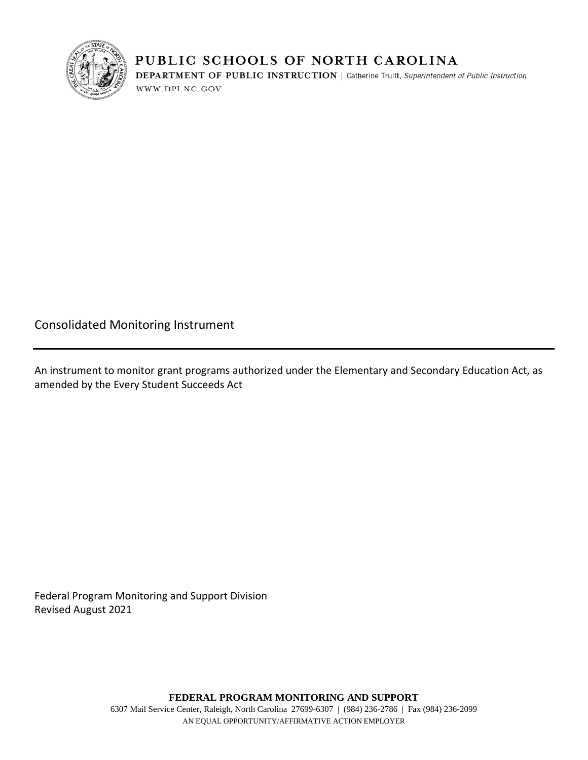# PUBLIC SCHOOLS OF NORTH CAROLINA

**DEPARTMENT OF PUBLIC INSTRUCTION** | Catherine Truitt, *Superintendent of Public Instruction*

WWW.DPI.NC.GOV

# Consolidated Monitoring Instrument

---

An instrument to monitor grant programs authorized under the Elementary and Secondary Education Act, as amended by the Every Student Succeeds Act

Federal Program Monitoring and Support Division
Revised August 2021

**FEDERAL PROGRAM MONITORING AND SUPPORT**

6307 Mail Service Center, Raleigh, North Carolina 27699-6307 | (984) 236-2786 | Fax (984) 236-2099

AN EQUAL OPPORTUNITY/AFFIRMATIVE ACTION EMPLOYER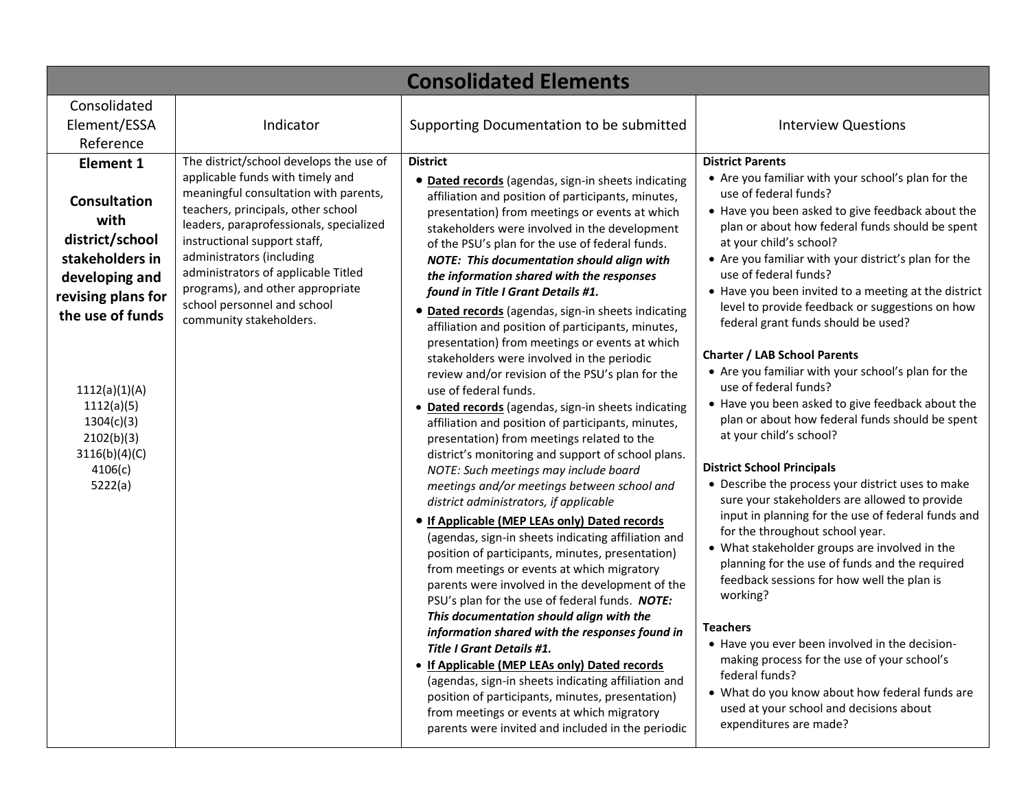| Consolidated Elements | | | |
|---|---|---|---|
| Consolidated Element/ESSA Reference | Indicator | Supporting Documentation to be submitted | Interview Questions |
| **Element 1**<br><br>**Consultation with district/school stakeholders in developing and revising plans for the use of funds**<br><br>1112(a)(1)(A)<br>1112(a)(5)<br>1304(c)(3)<br>2102(b)(3)<br>3116(b)(4)(C)<br>4106(c)<br>5222(a) | The district/school develops the use of applicable funds with timely and meaningful consultation with parents, teachers, principals, other school leaders, paraprofessionals, specialized instructional support staff, administrators (including administrators of applicable Titled programs), and other appropriate school personnel and school community stakeholders. | **District**<br>• **Dated records** (agendas, sign-in sheets indicating affiliation and position of participants, minutes, presentation) from meetings or events at which stakeholders were involved in the development of the PSU's plan for the use of federal funds. ***NOTE: This documentation should align with the information shared with the responses found in Title I Grant Details #1.***<br>• **Dated records** (agendas, sign-in sheets indicating affiliation and position of participants, minutes, presentation) from meetings or events at which stakeholders were involved in the periodic review and/or revision of the PSU's plan for the use of federal funds.<br>• **Dated records** (agendas, sign-in sheets indicating affiliation and position of participants, minutes, presentation) from meetings related to the district's monitoring and support of school plans. *NOTE: Such meetings may include board meetings and/or meetings between school and district administrators, if applicable*<br>• **If Applicable (MEP LEAs only) Dated records** (agendas, sign-in sheets indicating affiliation and position of participants, minutes, presentation) from meetings or events at which migratory parents were involved in the development of the PSU's plan for the use of federal funds. ***NOTE: This documentation should align with the information shared with the responses found in Title I Grant Details #1.***<br>• **If Applicable (MEP LEAs only) Dated records** (agendas, sign-in sheets indicating affiliation and position of participants, minutes, presentation) from meetings or events at which migratory parents were invited and included in the periodic | **District Parents**<br>• Are you familiar with your school's plan for the use of federal funds?<br>• Have you been asked to give feedback about the plan or about how federal funds should be spent at your child's school?<br>• Are you familiar with your district's plan for the use of federal funds?<br>• Have you been invited to a meeting at the district level to provide feedback or suggestions on how federal grant funds should be used?<br><br>**Charter / LAB School Parents**<br>• Are you familiar with your school's plan for the use of federal funds?<br>• Have you been asked to give feedback about the plan or about how federal funds should be spent at your child's school?<br><br>**District School Principals**<br>• Describe the process your district uses to make sure your stakeholders are allowed to provide input in planning for the use of federal funds and for the throughout school year.<br>• What stakeholder groups are involved in the planning for the use of funds and the required feedback sessions for how well the plan is working?<br><br>**Teachers**<br>• Have you ever been involved in the decision-making process for the use of your school's federal funds?<br>• What do you know about how federal funds are used at your school and decisions about expenditures are made? |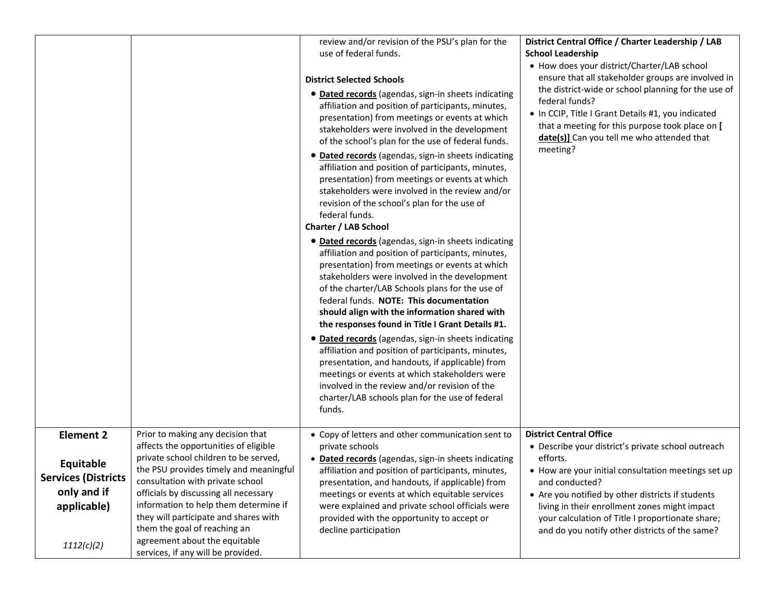| | | | |
|---|---|---|---|
| | | review and/or revision of the PSU's plan for the use of federal funds.<br><br>**District Selected Schools**<br>• **Dated records** (agendas, sign-in sheets indicating affiliation and position of participants, minutes, presentation) from meetings or events at which stakeholders were involved in the development of the school's plan for the use of federal funds.<br>• **Dated records** (agendas, sign-in sheets indicating affiliation and position of participants, minutes, presentation) from meetings or events at which stakeholders were involved in the review and/or revision of the school's plan for the use of federal funds.<br>**Charter / LAB School**<br>• **Dated records** (agendas, sign-in sheets indicating affiliation and position of participants, minutes, presentation) from meetings or events at which stakeholders were involved in the development of the charter/LAB Schools plans for the use of federal funds. **NOTE: This documentation should align with the information shared with the responses found in Title I Grant Details #1.**<br>• **Dated records** (agendas, sign-in sheets indicating affiliation and position of participants, minutes, presentation, and handouts, if applicable) from meetings or events at which stakeholders were involved in the review and/or revision of the charter/LAB schools plan for the use of federal funds. | **District Central Office / Charter Leadership / LAB School Leadership**<br>• How does your district/Charter/LAB school ensure that all stakeholder groups are involved in the district-wide or school planning for the use of federal funds?<br>• In CCIP, Title I Grant Details #1, you indicated that a meeting for this purpose took place on **[ date(s)]** Can you tell me who attended that meeting? |
| **Element 2**<br><br>**Equitable Services (Districts only and if applicable)**<br><br>*1112(c)(2)* | Prior to making any decision that affects the opportunities of eligible private school children to be served, the PSU provides timely and meaningful consultation with private school officials by discussing all necessary information to help them determine if they will participate and shares with them the goal of reaching an agreement about the equitable services, if any will be provided. | • Copy of letters and other communication sent to private schools<br>• **Dated records** (agendas, sign-in sheets indicating affiliation and position of participants, minutes, presentation, and handouts, if applicable) from meetings or events at which equitable services were explained and private school officials were provided with the opportunity to accept or decline participation | **District Central Office**<br>• Describe your district's private school outreach efforts.<br>• How are your initial consultation meetings set up and conducted?<br>• Are you notified by other districts if students living in their enrollment zones might impact your calculation of Title I proportionate share; and do you notify other districts of the same? |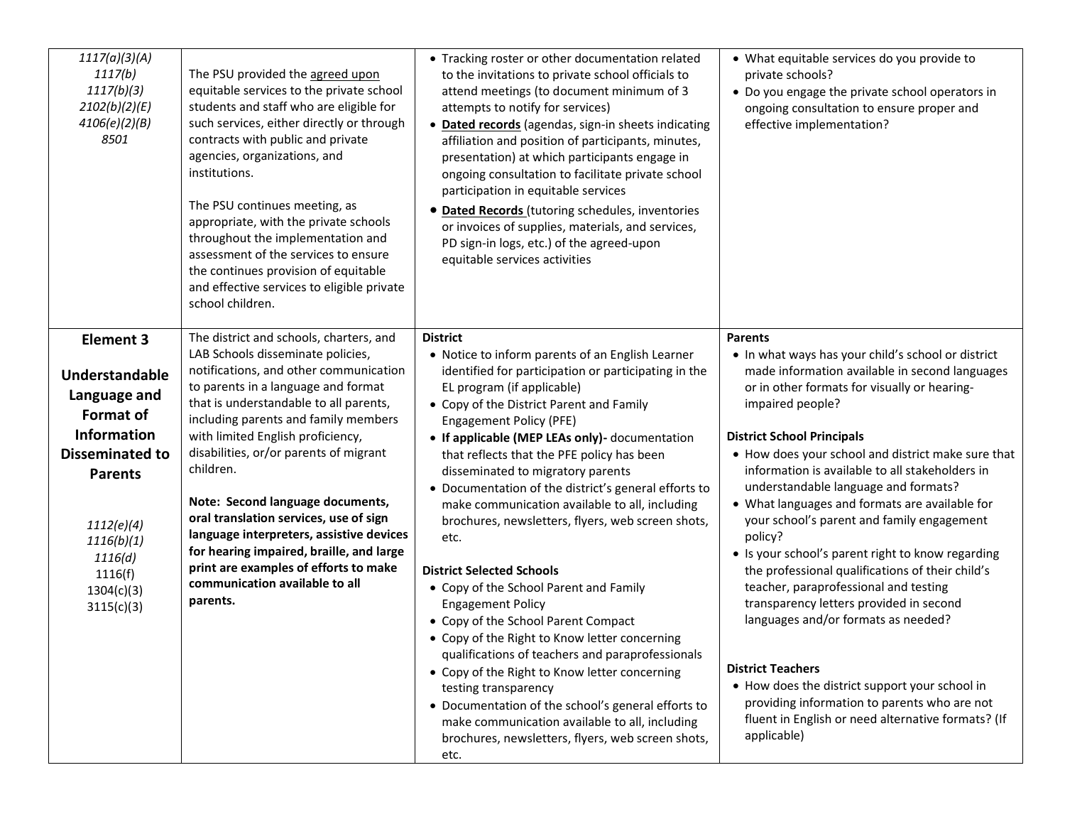| | | | |
|---|---|---|---|
| *1117(a)(3)(A)*<br>*1117(b)*<br>*1117(b)(3)*<br>*2102(b)(2)(E)*<br>*4106(e)(2)(B)*<br>*8501* | The PSU provided the agreed upon equitable services to the private school students and staff who are eligible for such services, either directly or through contracts with public and private agencies, organizations, and institutions.<br><br>The PSU continues meeting, as appropriate, with the private schools throughout the implementation and assessment of the services to ensure the continues provision of equitable and effective services to eligible private school children. | • Tracking roster or other documentation related to the invitations to private school officials to attend meetings (to document minimum of 3 attempts to notify for services)<br>• **Dated records** (agendas, sign-in sheets indicating affiliation and position of participants, minutes, presentation) at which participants engage in ongoing consultation to facilitate private school participation in equitable services<br>• **Dated Records** (tutoring schedules, inventories or invoices of supplies, materials, and services, PD sign-in logs, etc.) of the agreed-upon equitable services activities | • What equitable services do you provide to private schools?<br>• Do you engage the private school operators in ongoing consultation to ensure proper and effective implementation? |
| **Element 3**<br><br>**Understandable Language and Format of Information Disseminated to Parents**<br><br>*1112(e)(4)*<br>*1116(b)(1)*<br>*1116(d)*<br>1116(f)<br>1304(c)(3)<br>3115(c)(3) | The district and schools, charters, and LAB Schools disseminate policies, notifications, and other communication to parents in a language and format that is understandable to all parents, including parents and family members with limited English proficiency, disabilities, or/or parents of migrant children.<br><br>**Note: Second language documents, oral translation services, use of sign language interpreters, assistive devices for hearing impaired, braille, and large print are examples of efforts to make communication available to all parents.** | **District**<br>• Notice to inform parents of an English Learner identified for participation or participating in the EL program (if applicable)<br>• Copy of the District Parent and Family Engagement Policy (PFE)<br>• **If applicable (MEP LEAs only)-** documentation that reflects that the PFE policy has been disseminated to migratory parents<br>• Documentation of the district's general efforts to make communication available to all, including brochures, newsletters, flyers, web screen shots, etc.<br><br>**District Selected Schools**<br>• Copy of the School Parent and Family Engagement Policy<br>• Copy of the School Parent Compact<br>• Copy of the Right to Know letter concerning qualifications of teachers and paraprofessionals<br>• Copy of the Right to Know letter concerning testing transparency<br>• Documentation of the school's general efforts to make communication available to all, including brochures, newsletters, flyers, web screen shots, etc. | **Parents**<br>• In what ways has your child's school or district made information available in second languages or in other formats for visually or hearing-impaired people?<br><br>**District School Principals**<br>• How does your school and district make sure that information is available to all stakeholders in understandable language and formats?<br>• What languages and formats are available for your school's parent and family engagement policy?<br>• Is your school's parent right to know regarding the professional qualifications of their child's teacher, paraprofessional and testing transparency letters provided in second languages and/or formats as needed?<br><br>**District Teachers**<br>• How does the district support your school in providing information to parents who are not fluent in English or need alternative formats? (If applicable) |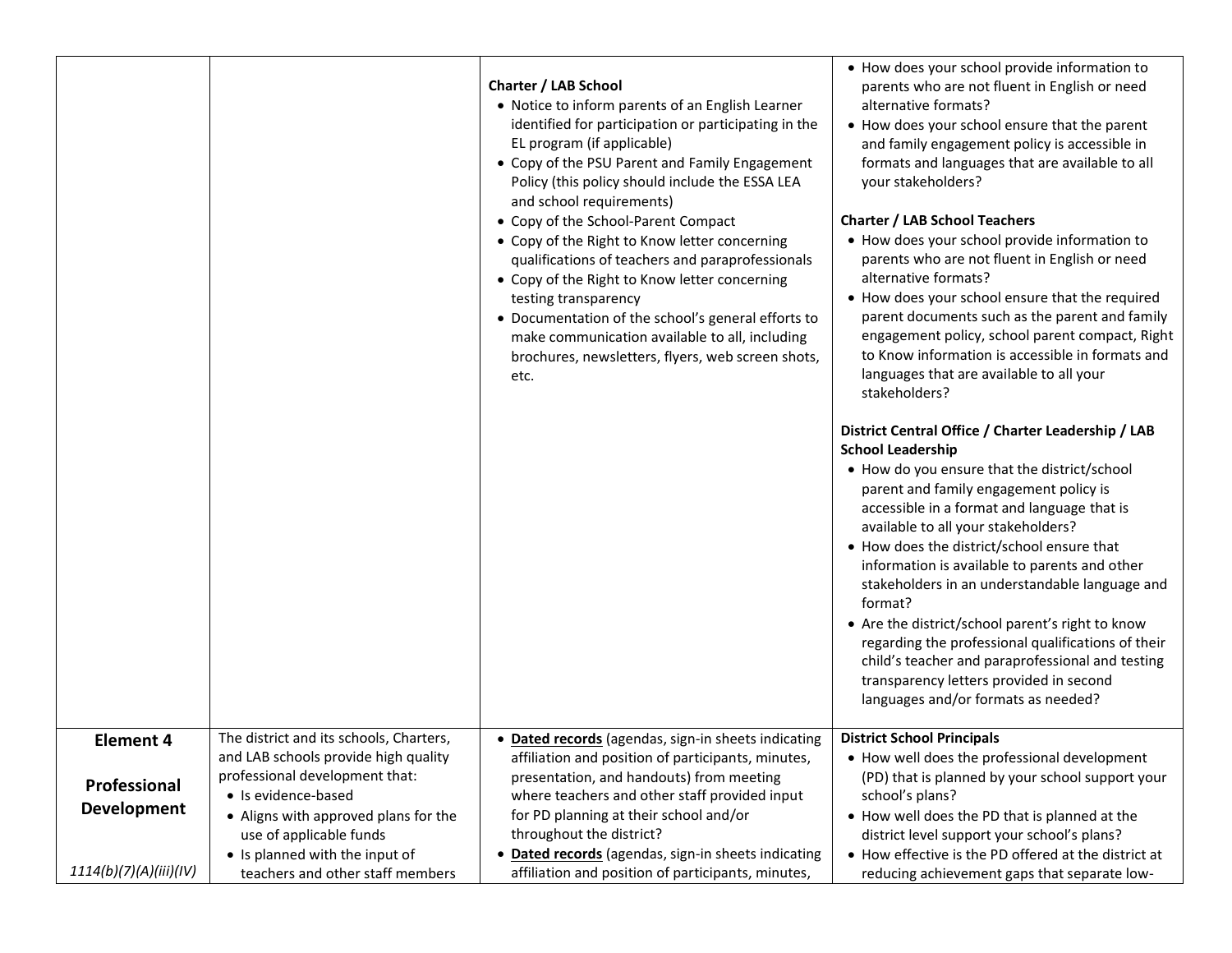| | | | |
|---|---|---|---|
| | | **Charter / LAB School**<br>• Notice to inform parents of an English Learner identified for participation or participating in the EL program (if applicable)<br>• Copy of the PSU Parent and Family Engagement Policy (this policy should include the ESSA LEA and school requirements)<br>• Copy of the School-Parent Compact<br>• Copy of the Right to Know letter concerning qualifications of teachers and paraprofessionals<br>• Copy of the Right to Know letter concerning testing transparency<br>• Documentation of the school's general efforts to make communication available to all, including brochures, newsletters, flyers, web screen shots, etc. | • How does your school provide information to parents who are not fluent in English or need alternative formats?<br>• How does your school ensure that the parent and family engagement policy is accessible in formats and languages that are available to all your stakeholders?<br><br>**Charter / LAB School Teachers**<br>• How does your school provide information to parents who are not fluent in English or need alternative formats?<br>• How does your school ensure that the required parent documents such as the parent and family engagement policy, school parent compact, Right to Know information is accessible in formats and languages that are available to all your stakeholders?<br><br>**District Central Office / Charter Leadership / LAB School Leadership**<br>• How do you ensure that the district/school parent and family engagement policy is accessible in a format and language that is available to all your stakeholders?<br>• How does the district/school ensure that information is available to parents and other stakeholders in an understandable language and format?<br>• Are the district/school parent's right to know regarding the professional qualifications of their child's teacher and paraprofessional and testing transparency letters provided in second languages and/or formats as needed? |
| **Element 4**<br><br>**Professional Development**<br><br>*1114(b)(7)(A)(iii)(IV)* | The district and its schools, Charters, and LAB schools provide high quality professional development that:<br>• Is evidence-based<br>• Aligns with approved plans for the use of applicable funds<br>• Is planned with the input of teachers and other staff members | • **Dated records** (agendas, sign-in sheets indicating affiliation and position of participants, minutes, presentation, and handouts) from meeting where teachers and other staff provided input for PD planning at their school and/or throughout the district?<br>• **Dated records** (agendas, sign-in sheets indicating affiliation and position of participants, minutes, | **District School Principals**<br>• How well does the professional development (PD) that is planned by your school support your school's plans?<br>• How well does the PD that is planned at the district level support your school's plans?<br>• How effective is the PD offered at the district at reducing achievement gaps that separate low- |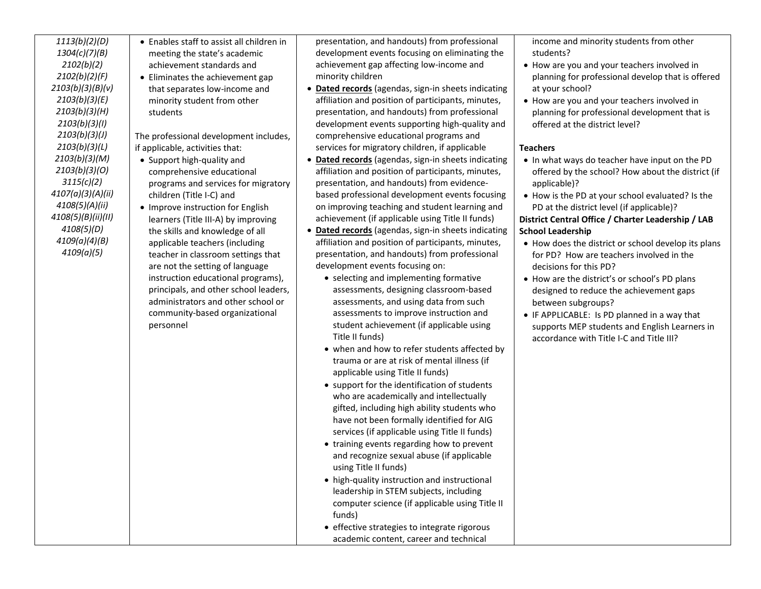| | | | |
|---|---|---|---|
| *1113(b)(2)(D)*<br>*1304(c)(7)(B)*<br>*2102(b)(2)*<br>*2102(b)(2)(F)*<br>*2103(b)(3)(B)(v)*<br>*2103(b)(3)(E)*<br>*2103(b)(3)(H)*<br>*2103(b)(3)(I)*<br>*2103(b)(3)(J)*<br>*2103(b)(3)(L)*<br>*2103(b)(3)(M)*<br>*2103(b)(3)(O)*<br>*3115(c)(2)*<br>*4107(a)(3)(A)(ii)*<br>*4108(5)(A)(ii)*<br>*4108(5)(B)(ii)(II)*<br>*4108(5)(D)*<br>*4109(a)(4)(B)*<br>*4109(a)(5)* | • Enables staff to assist all children in meeting the state's academic achievement standards and<br>• Eliminates the achievement gap that separates low-income and minority student from other students<br><br>The professional development includes, if applicable, activities that:<br>• Support high-quality and comprehensive educational programs and services for migratory children (Title I-C) and<br>• Improve instruction for English learners (Title III-A) by improving the skills and knowledge of all applicable teachers (including teacher in classroom settings that are not the setting of language instruction educational programs), principals, and other school leaders, administrators and other school or community-based organizational personnel | presentation, and handouts) from professional development events focusing on eliminating the achievement gap affecting low-income and minority children<br>• **Dated records** (agendas, sign-in sheets indicating affiliation and position of participants, minutes, presentation, and handouts) from professional development events supporting high-quality and comprehensive educational programs and services for migratory children, if applicable<br>• **Dated records** (agendas, sign-in sheets indicating affiliation and position of participants, minutes, presentation, and handouts) from evidence-based professional development events focusing on improving teaching and student learning and achievement (if applicable using Title II funds)<br>• **Dated records** (agendas, sign-in sheets indicating affiliation and position of participants, minutes, presentation, and handouts) from professional development events focusing on:<br>  ◦ selecting and implementing formative assessments, designing classroom-based assessments, and using data from such assessments to improve instruction and student achievement (if applicable using Title II funds)<br>  ◦ when and how to refer students affected by trauma or are at risk of mental illness (if applicable using Title II funds)<br>  ◦ support for the identification of students who are academically and intellectually gifted, including high ability students who have not been formally identified for AIG services (if applicable using Title II funds)<br>  ◦ training events regarding how to prevent and recognize sexual abuse (if applicable using Title II funds)<br>  ◦ high-quality instruction and instructional leadership in STEM subjects, including computer science (if applicable using Title II funds)<br>  ◦ effective strategies to integrate rigorous academic content, career and technical | income and minority students from other students?<br>• How are you and your teachers involved in planning for professional develop that is offered at your school?<br>• How are you and your teachers involved in planning for professional development that is offered at the district level?<br><br>**Teachers**<br>• In what ways do teacher have input on the PD offered by the school? How about the district (if applicable)?<br>• How is the PD at your school evaluated? Is the PD at the district level (if applicable)?<br>**District Central Office / Charter Leadership / LAB School Leadership**<br>• How does the district or school develop its plans for PD? How are teachers involved in the decisions for this PD?<br>• How are the district's or school's PD plans designed to reduce the achievement gaps between subgroups?<br>• IF APPLICABLE: Is PD planned in a way that supports MEP students and English Learners in accordance with Title I-C and Title III? |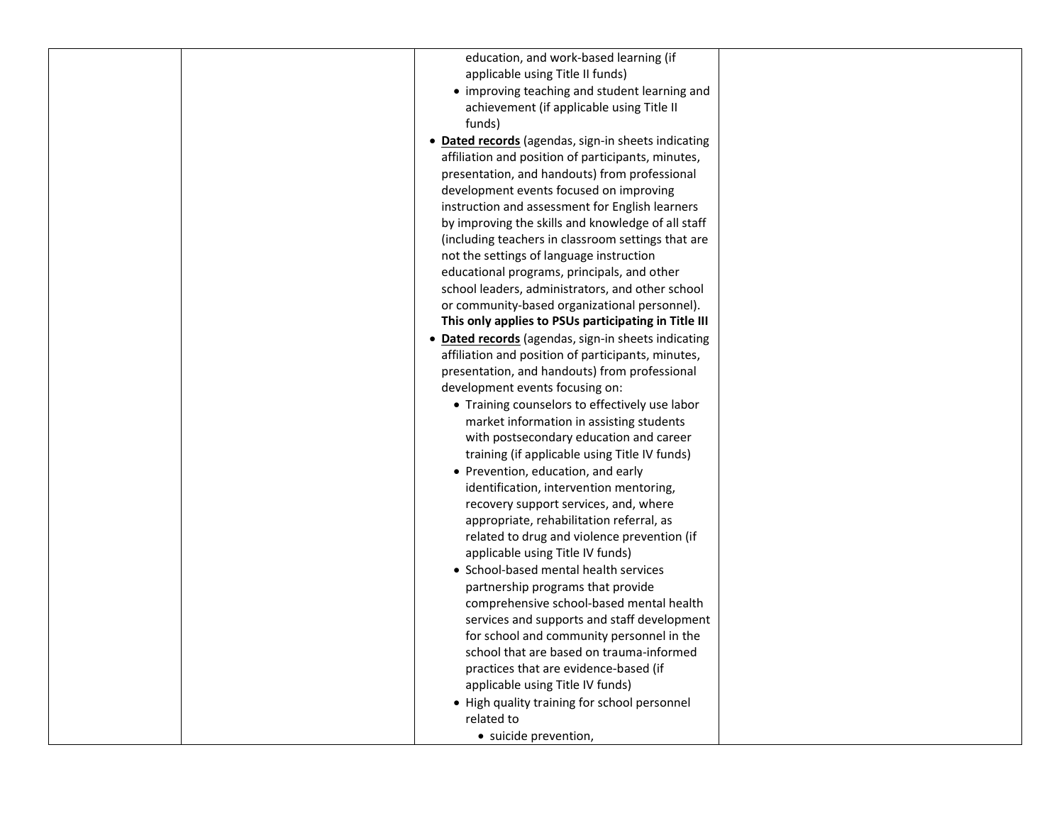| | | education, and work-based learning (if applicable using Title II funds)<br>• improving teaching and student learning and achievement (if applicable using Title II funds)<br>• **Dated records** (agendas, sign-in sheets indicating affiliation and position of participants, minutes, presentation, and handouts) from professional development events focused on improving instruction and assessment for English learners by improving the skills and knowledge of all staff (including teachers in classroom settings that are not the settings of language instruction educational programs, principals, and other school leaders, administrators, and other school or community-based organizational personnel). **This only applies to PSUs participating in Title III**<br>• **Dated records** (agendas, sign-in sheets indicating affiliation and position of participants, minutes, presentation, and handouts) from professional development events focusing on:<br>• Training counselors to effectively use labor market information in assisting students with postsecondary education and career training (if applicable using Title IV funds)<br>• Prevention, education, and early identification, intervention mentoring, recovery support services, and, where appropriate, rehabilitation referral, as related to drug and violence prevention (if applicable using Title IV funds)<br>• School-based mental health services partnership programs that provide comprehensive school-based mental health services and supports and staff development for school and community personnel in the school that are based on trauma-informed practices that are evidence-based (if applicable using Title IV funds)<br>• High quality training for school personnel related to<br>• suicide prevention, | |
|---|---|---|---|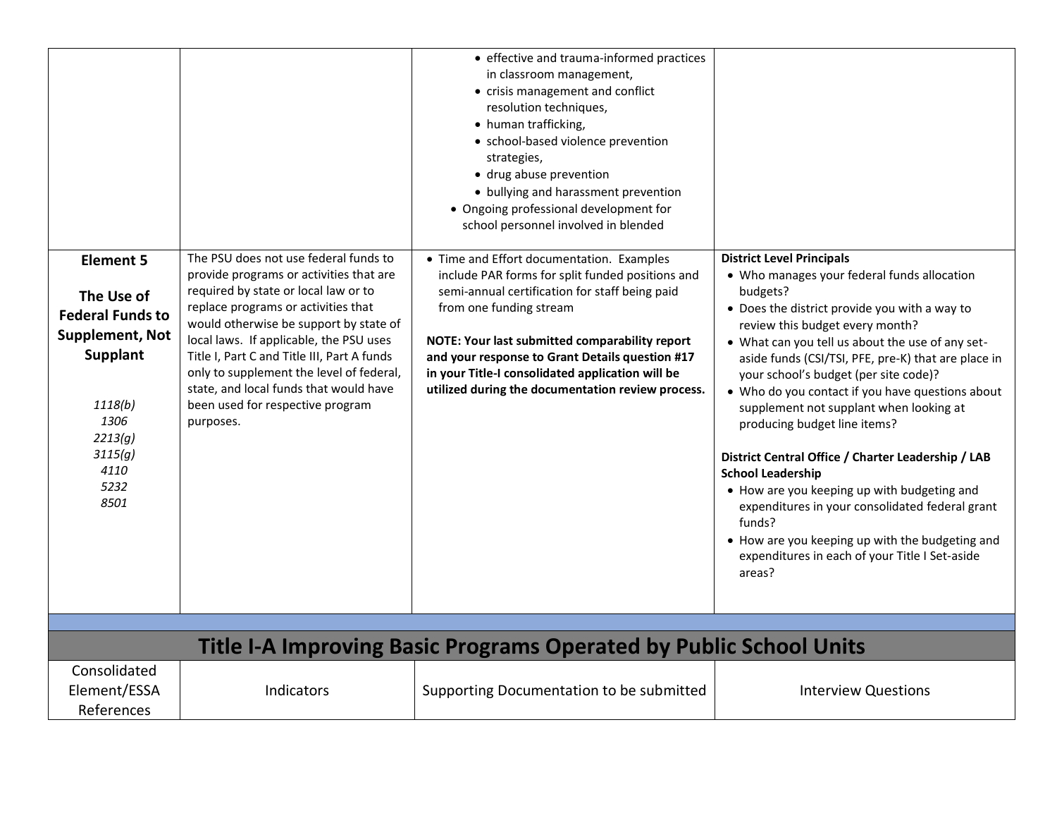| | | | |
|---|---|---|---|
| | | - effective and trauma-informed practices in classroom management,<br>- crisis management and conflict resolution techniques,<br>- human trafficking,<br>- school-based violence prevention strategies,<br>- drug abuse prevention<br>- bullying and harassment prevention<br><br>- Ongoing professional development for school personnel involved in blended | |
| **Element 5**<br><br>**The Use of Federal Funds to Supplement, Not Supplant**<br><br>*1118(b)*<br>*1306*<br>*2213(g)*<br>*3115(g)*<br>*4110*<br>*5232*<br>*8501* | The PSU does not use federal funds to provide programs or activities that are required by state or local law or to replace programs or activities that would otherwise be support by state of local laws. If applicable, the PSU uses Title I, Part C and Title III, Part A funds only to supplement the level of federal, state, and local funds that would have been used for respective program purposes. | - Time and Effort documentation. Examples include PAR forms for split funded positions and semi-annual certification for staff being paid from one funding stream<br><br>**NOTE: Your last submitted comparability report and your response to Grant Details question #17 in your Title-I consolidated application will be utilized during the documentation review process.** | **District Level Principals**<br>- Who manages your federal funds allocation budgets?<br>- Does the district provide you with a way to review this budget every month?<br>- What can you tell us about the use of any set-aside funds (CSI/TSI, PFE, pre-K) that are place in your school's budget (per site code)?<br>- Who do you contact if you have questions about supplement not supplant when looking at producing budget line items?<br><br>**District Central Office / Charter Leadership / LAB School Leadership**<br>- How are you keeping up with budgeting and expenditures in your consolidated federal grant funds?<br>- How are you keeping up with the budgeting and expenditures in each of your Title I Set-aside areas? |

## Title I-A Improving Basic Programs Operated by Public School Units

| Consolidated Element/ESSA References | Indicators | Supporting Documentation to be submitted | Interview Questions |
|---|---|---|---|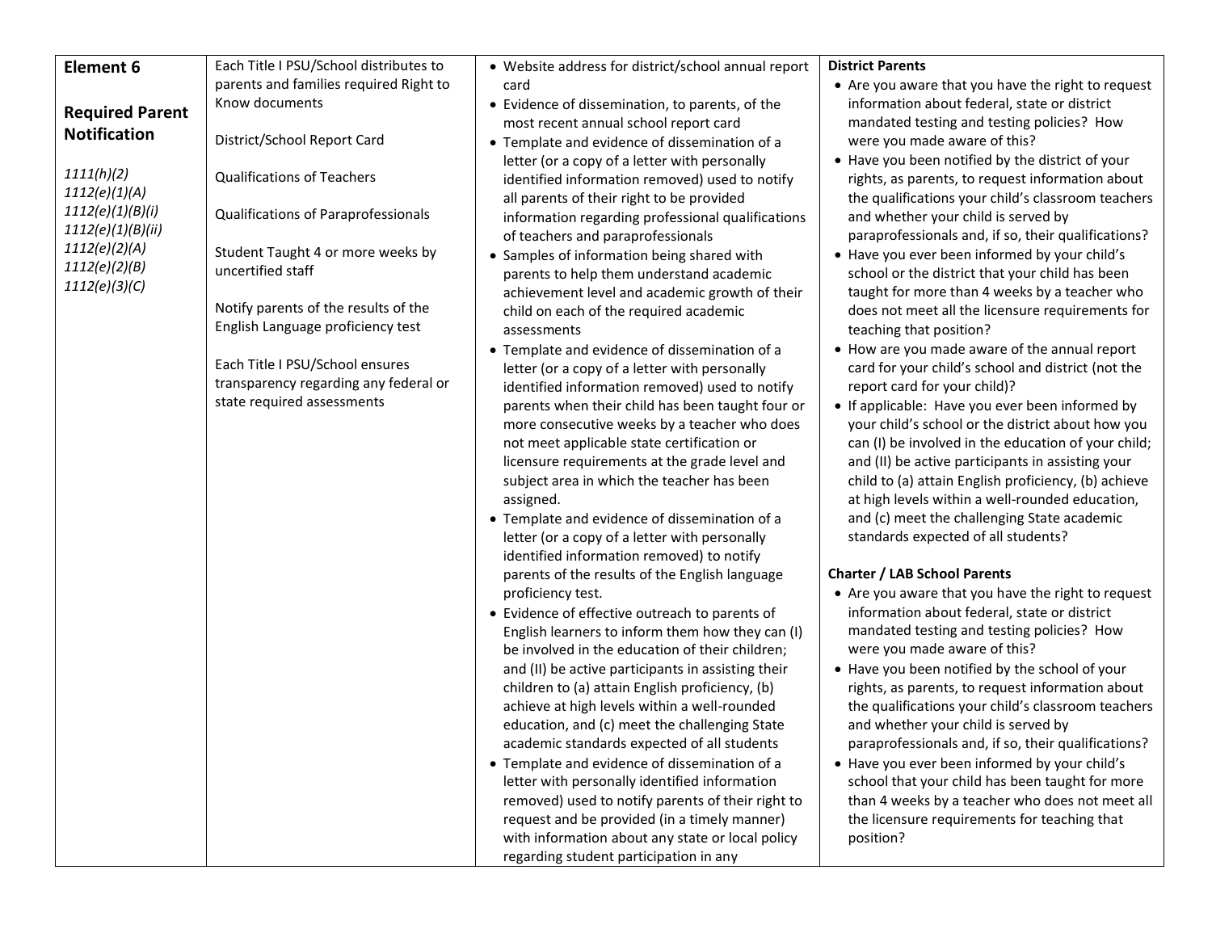| Element 6<br><br>Required Parent Notification<br><br>*1111(h)(2)*<br>*1112(e)(1)(A)*<br>*1112(e)(1)(B)(i)*<br>*1112(e)(1)(B)(ii)*<br>*1112(e)(2)(A)*<br>*1112(e)(2)(B)*<br>*1112(e)(3)(C)* | Each Title I PSU/School distributes to parents and families required Right to Know documents<br><br>District/School Report Card<br><br>Qualifications of Teachers<br><br>Qualifications of Paraprofessionals<br><br>Student Taught 4 or more weeks by uncertified staff<br><br>Notify parents of the results of the English Language proficiency test<br><br>Each Title I PSU/School ensures transparency regarding any federal or state required assessments | • Website address for district/school annual report card<br>• Evidence of dissemination, to parents, of the most recent annual school report card<br>• Template and evidence of dissemination of a letter (or a copy of a letter with personally identified information removed) used to notify all parents of their right to be provided information regarding professional qualifications of teachers and paraprofessionals<br>• Samples of information being shared with parents to help them understand academic achievement level and academic growth of their child on each of the required academic assessments<br>• Template and evidence of dissemination of a letter (or a copy of a letter with personally identified information removed) used to notify parents when their child has been taught four or more consecutive weeks by a teacher who does not meet applicable state certification or licensure requirements at the grade level and subject area in which the teacher has been assigned.<br>• Template and evidence of dissemination of a letter (or a copy of a letter with personally identified information removed) to notify parents of the results of the English language proficiency test.<br>• Evidence of effective outreach to parents of English learners to inform them how they can (I) be involved in the education of their children; and (II) be active participants in assisting their children to (a) attain English proficiency, (b) achieve at high levels within a well-rounded education, and (c) meet the challenging State academic standards expected of all students<br>• Template and evidence of dissemination of a letter with personally identified information removed) used to notify parents of their right to request and be provided (in a timely manner) with information about any state or local policy regarding student participation in any | **District Parents**<br>• Are you aware that you have the right to request information about federal, state or district mandated testing and testing policies? How were you made aware of this?<br>• Have you been notified by the district of your rights, as parents, to request information about the qualifications your child's classroom teachers and whether your child is served by paraprofessionals and, if so, their qualifications?<br>• Have you ever been informed by your child's school or the district that your child has been taught for more than 4 weeks by a teacher who does not meet all the licensure requirements for teaching that position?<br>• How are you made aware of the annual report card for your child's school and district (not the report card for your child)?<br>• If applicable: Have you ever been informed by your child's school or the district about how you can (I) be involved in the education of your child; and (II) be active participants in assisting your child to (a) attain English proficiency, (b) achieve at high levels within a well-rounded education, and (c) meet the challenging State academic standards expected of all students?<br><br>**Charter / LAB School Parents**<br>• Are you aware that you have the right to request information about federal, state or district mandated testing and testing policies? How were you made aware of this?<br>• Have you been notified by the school of your rights, as parents, to request information about the qualifications your child's classroom teachers and whether your child is served by paraprofessionals and, if so, their qualifications?<br>• Have you ever been informed by your child's school that your child has been taught for more than 4 weeks by a teacher who does not meet all the licensure requirements for teaching that position? |
|---|---|---|---|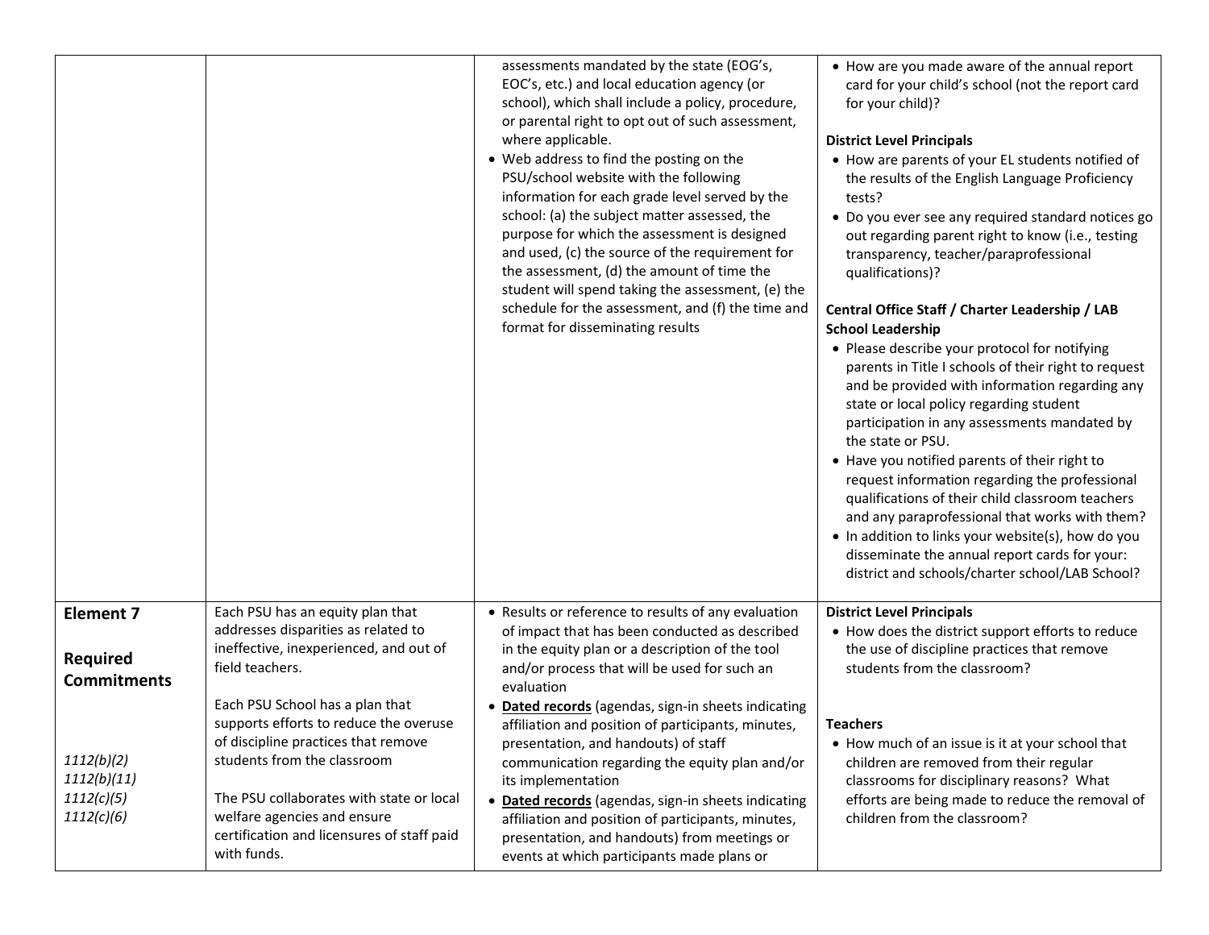| | | | |
|---|---|---|---|
| | | assessments mandated by the state (EOG's, EOC's, etc.) and local education agency (or school), which shall include a policy, procedure, or parental right to opt out of such assessment, where applicable.<br>• Web address to find the posting on the PSU/school website with the following information for each grade level served by the school: (a) the subject matter assessed, the purpose for which the assessment is designed and used, (c) the source of the requirement for the assessment, (d) the amount of time the student will spend taking the assessment, (e) the schedule for the assessment, and (f) the time and format for disseminating results | • How are you made aware of the annual report card for your child's school (not the report card for your child)?<br><br>**District Level Principals**<br>• How are parents of your EL students notified of the results of the English Language Proficiency tests?<br>• Do you ever see any required standard notices go out regarding parent right to know (i.e., testing transparency, teacher/paraprofessional qualifications)?<br><br>**Central Office Staff / Charter Leadership / LAB School Leadership**<br>• Please describe your protocol for notifying parents in Title I schools of their right to request and be provided with information regarding any state or local policy regarding student participation in any assessments mandated by the state or PSU.<br>• Have you notified parents of their right to request information regarding the professional qualifications of their child classroom teachers and any paraprofessional that works with them?<br>• In addition to links your website(s), how do you disseminate the annual report cards for your: district and schools/charter school/LAB School? |
| **Element 7**<br><br>**Required Commitments**<br><br>*1112(b)(2)*<br>*1112(b)(11)*<br>*1112(c)(5)*<br>*1112(c)(6)* | Each PSU has an equity plan that addresses disparities as related to ineffective, inexperienced, and out of field teachers.<br><br>Each PSU School has a plan that supports efforts to reduce the overuse of discipline practices that remove students from the classroom<br><br>The PSU collaborates with state or local welfare agencies and ensure certification and licensures of staff paid with funds. | • Results or reference to results of any evaluation of impact that has been conducted as described in the equity plan or a description of the tool and/or process that will be used for such an evaluation<br>• **Dated records** (agendas, sign-in sheets indicating affiliation and position of participants, minutes, presentation, and handouts) of staff communication regarding the equity plan and/or its implementation<br>• **Dated records** (agendas, sign-in sheets indicating affiliation and position of participants, minutes, presentation, and handouts) from meetings or events at which participants made plans or | **District Level Principals**<br>• How does the district support efforts to reduce the use of discipline practices that remove students from the classroom?<br><br>**Teachers**<br>• How much of an issue is it at your school that children are removed from their regular classrooms for disciplinary reasons? What efforts are being made to reduce the removal of children from the classroom? |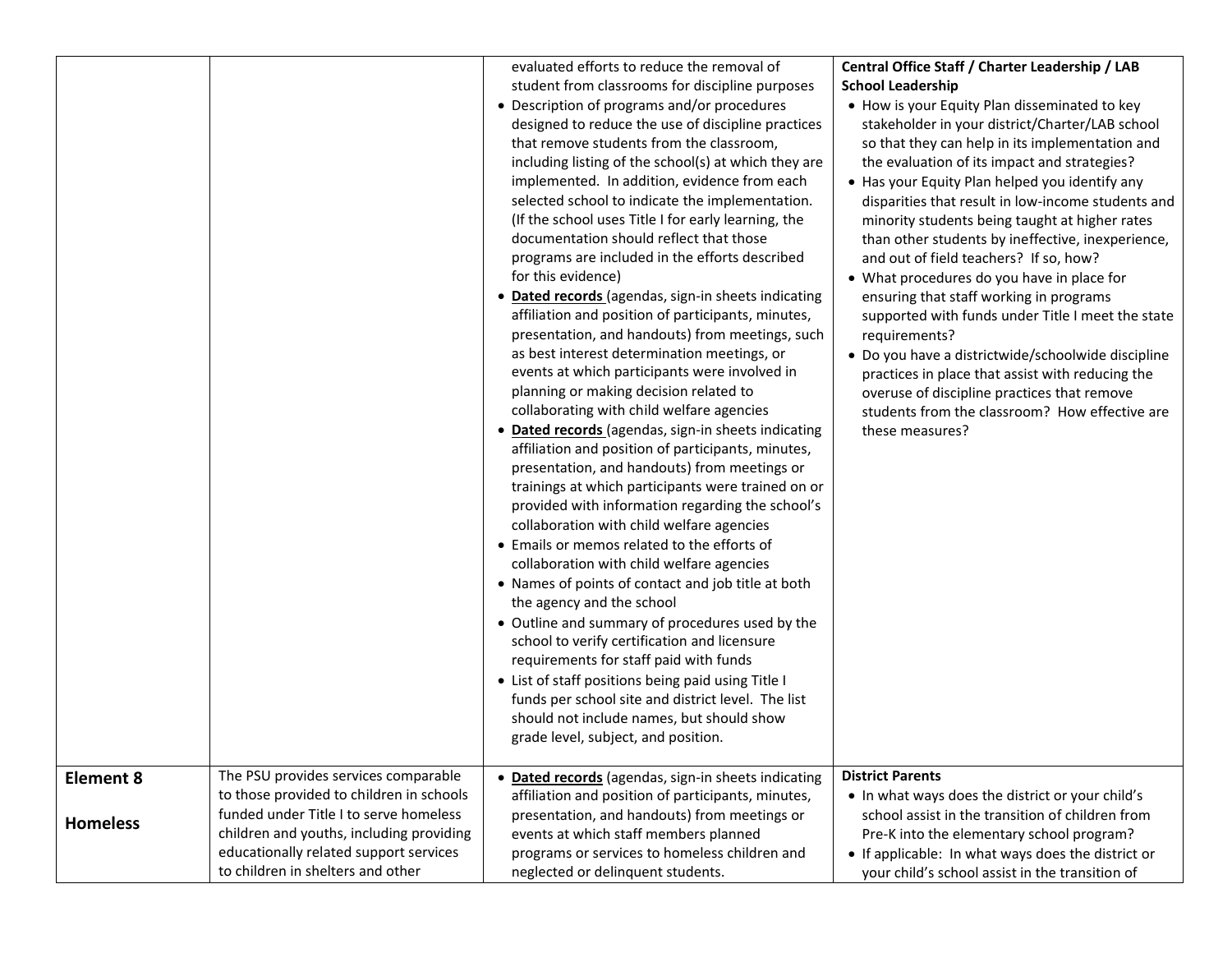| | | | |
|---|---|---|---|
| | | evaluated efforts to reduce the removal of student from classrooms for discipline purposes<br>• Description of programs and/or procedures designed to reduce the use of discipline practices that remove students from the classroom, including listing of the school(s) at which they are implemented. In addition, evidence from each selected school to indicate the implementation. (If the school uses Title I for early learning, the documentation should reflect that those programs are included in the efforts described for this evidence)<br>• **<u>Dated records</u>** (agendas, sign-in sheets indicating affiliation and position of participants, minutes, presentation, and handouts) from meetings, such as best interest determination meetings, or events at which participants were involved in planning or making decision related to collaborating with child welfare agencies<br>• **<u>Dated records</u>** (agendas, sign-in sheets indicating affiliation and position of participants, minutes, presentation, and handouts) from meetings or trainings at which participants were trained on or provided with information regarding the school's collaboration with child welfare agencies<br>• Emails or memos related to the efforts of collaboration with child welfare agencies<br>• Names of points of contact and job title at both the agency and the school<br>• Outline and summary of procedures used by the school to verify certification and licensure requirements for staff paid with funds<br>• List of staff positions being paid using Title I funds per school site and district level. The list should not include names, but should show grade level, subject, and position. | **Central Office Staff / Charter Leadership / LAB School Leadership**<br>• How is your Equity Plan disseminated to key stakeholder in your district/Charter/LAB school so that they can help in its implementation and the evaluation of its impact and strategies?<br>• Has your Equity Plan helped you identify any disparities that result in low-income students and minority students being taught at higher rates than other students by ineffective, inexperience, and out of field teachers? If so, how?<br>• What procedures do you have in place for ensuring that staff working in programs supported with funds under Title I meet the state requirements?<br>• Do you have a districtwide/schoolwide discipline practices in place that assist with reducing the overuse of discipline practices that remove students from the classroom? How effective are these measures? |
| **Element 8**<br><br>**Homeless** | The PSU provides services comparable to those provided to children in schools funded under Title I to serve homeless children and youths, including providing educationally related support services to children in shelters and other | • **<u>Dated records</u>** (agendas, sign-in sheets indicating affiliation and position of participants, minutes, presentation, and handouts) from meetings or events at which staff members planned programs or services to homeless children and neglected or delinquent students. | **District Parents**<br>• In what ways does the district or your child's school assist in the transition of children from Pre-K into the elementary school program?<br>• If applicable: In what ways does the district or your child's school assist in the transition of |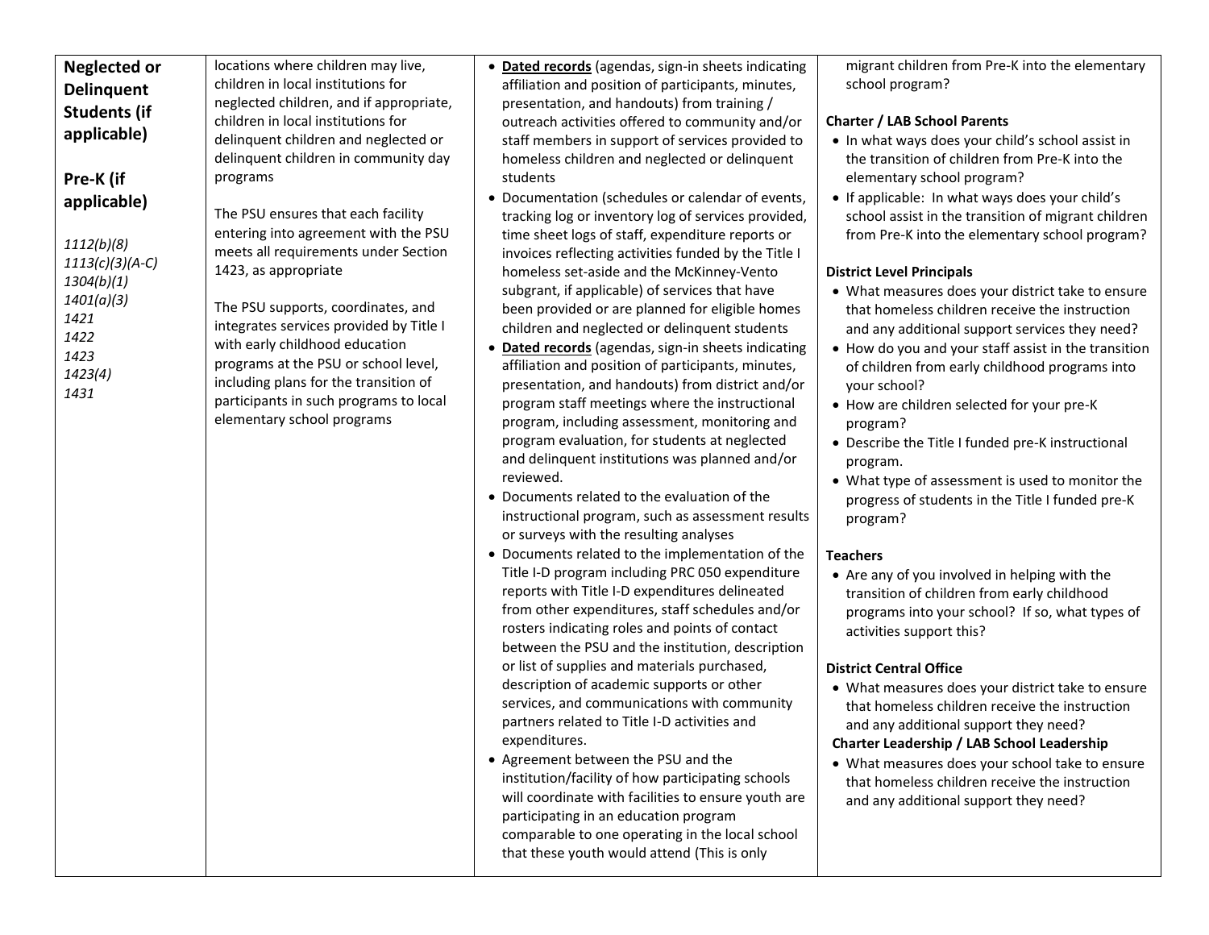| | | | |
|---|---|---|---|
| **Neglected or Delinquent Students (if applicable)**<br><br>**Pre-K (if applicable)**<br><br>*1112(b)(8)*<br>*1113(c)(3)(A-C)*<br>*1304(b)(1)*<br>*1401(a)(3)*<br>*1421*<br>*1422*<br>*1423*<br>*1423(4)*<br>*1431* | locations where children may live, children in local institutions for neglected children, and if appropriate, children in local institutions for delinquent children and neglected or delinquent children in community day programs<br><br>The PSU ensures that each facility entering into agreement with the PSU meets all requirements under Section 1423, as appropriate<br><br>The PSU supports, coordinates, and integrates services provided by Title I with early childhood education programs at the PSU or school level, including plans for the transition of participants in such programs to local elementary school programs | • **Dated records** (agendas, sign-in sheets indicating affiliation and position of participants, minutes, presentation, and handouts) from training / outreach activities offered to community and/or staff members in support of services provided to homeless children and neglected or delinquent students<br>• Documentation (schedules or calendar of events, tracking log or inventory log of services provided, time sheet logs of staff, expenditure reports or invoices reflecting activities funded by the Title I homeless set-aside and the McKinney-Vento subgrant, if applicable) of services that have been provided or are planned for eligible homes children and neglected or delinquent students<br>• **Dated records** (agendas, sign-in sheets indicating affiliation and position of participants, minutes, presentation, and handouts) from district and/or program staff meetings where the instructional program, including assessment, monitoring and program evaluation, for students at neglected and delinquent institutions was planned and/or reviewed.<br>• Documents related to the evaluation of the instructional program, such as assessment results or surveys with the resulting analyses<br>• Documents related to the implementation of the Title I-D program including PRC 050 expenditure reports with Title I-D expenditures delineated from other expenditures, staff schedules and/or rosters indicating roles and points of contact between the PSU and the institution, description or list of supplies and materials purchased, description of academic supports or other services, and communications with community partners related to Title I-D activities and expenditures.<br>• Agreement between the PSU and the institution/facility of how participating schools will coordinate with facilities to ensure youth are participating in an education program comparable to one operating in the local school that these youth would attend (This is only | migrant children from Pre-K into the elementary school program?<br><br>**Charter / LAB School Parents**<br>• In what ways does your child's school assist in the transition of children from Pre-K into the elementary school program?<br>• If applicable: In what ways does your child's school assist in the transition of migrant children from Pre-K into the elementary school program?<br><br>**District Level Principals**<br>• What measures does your district take to ensure that homeless children receive the instruction and any additional support services they need?<br>• How do you and your staff assist in the transition of children from early childhood programs into your school?<br>• How are children selected for your pre-K program?<br>• Describe the Title I funded pre-K instructional program.<br>• What type of assessment is used to monitor the progress of students in the Title I funded pre-K program?<br><br>**Teachers**<br>• Are any of you involved in helping with the transition of children from early childhood programs into your school? If so, what types of activities support this?<br><br>**District Central Office**<br>• What measures does your district take to ensure that homeless children receive the instruction and any additional support they need?<br>**Charter Leadership / LAB School Leadership**<br>• What measures does your school take to ensure that homeless children receive the instruction and any additional support they need? |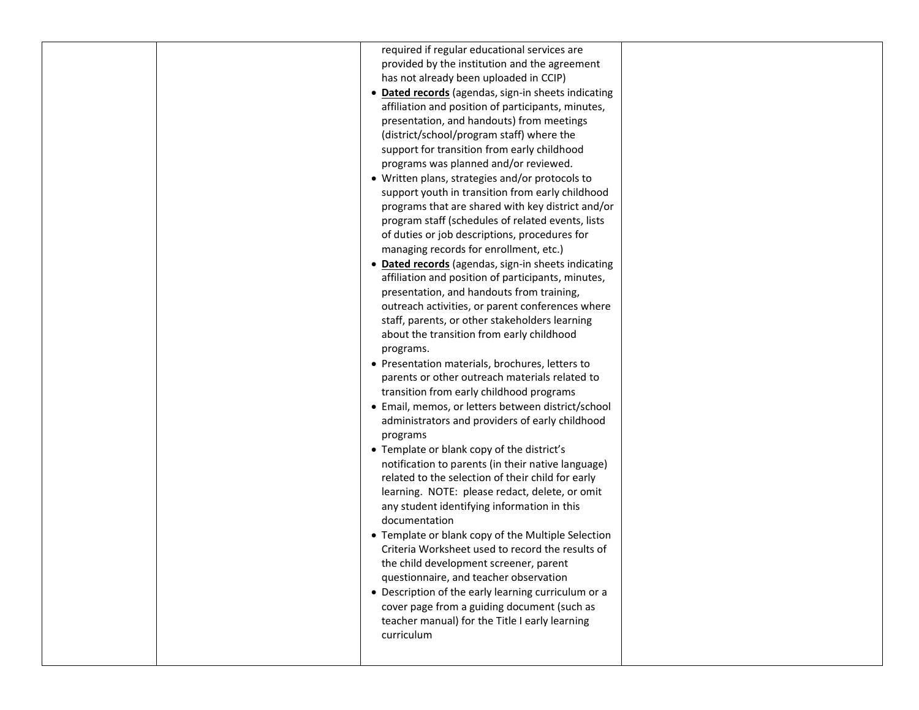|  |  |  |  |
|---|---|---|---|
|  |  | required if regular educational services are provided by the institution and the agreement has not already been uploaded in CCIP)<br>• **<u>Dated records</u>** (agendas, sign-in sheets indicating affiliation and position of participants, minutes, presentation, and handouts) from meetings (district/school/program staff) where the support for transition from early childhood programs was planned and/or reviewed.<br>• Written plans, strategies and/or protocols to support youth in transition from early childhood programs that are shared with key district and/or program staff (schedules of related events, lists of duties or job descriptions, procedures for managing records for enrollment, etc.)<br>• **<u>Dated records</u>** (agendas, sign-in sheets indicating affiliation and position of participants, minutes, presentation, and handouts from training, outreach activities, or parent conferences where staff, parents, or other stakeholders learning about the transition from early childhood programs.<br>• Presentation materials, brochures, letters to parents or other outreach materials related to transition from early childhood programs<br>• Email, memos, or letters between district/school administrators and providers of early childhood programs<br>• Template or blank copy of the district's notification to parents (in their native language) related to the selection of their child for early learning. NOTE: please redact, delete, or omit any student identifying information in this documentation<br>• Template or blank copy of the Multiple Selection Criteria Worksheet used to record the results of the child development screener, parent questionnaire, and teacher observation<br>• Description of the early learning curriculum or a cover page from a guiding document (such as teacher manual) for the Title I early learning curriculum |  |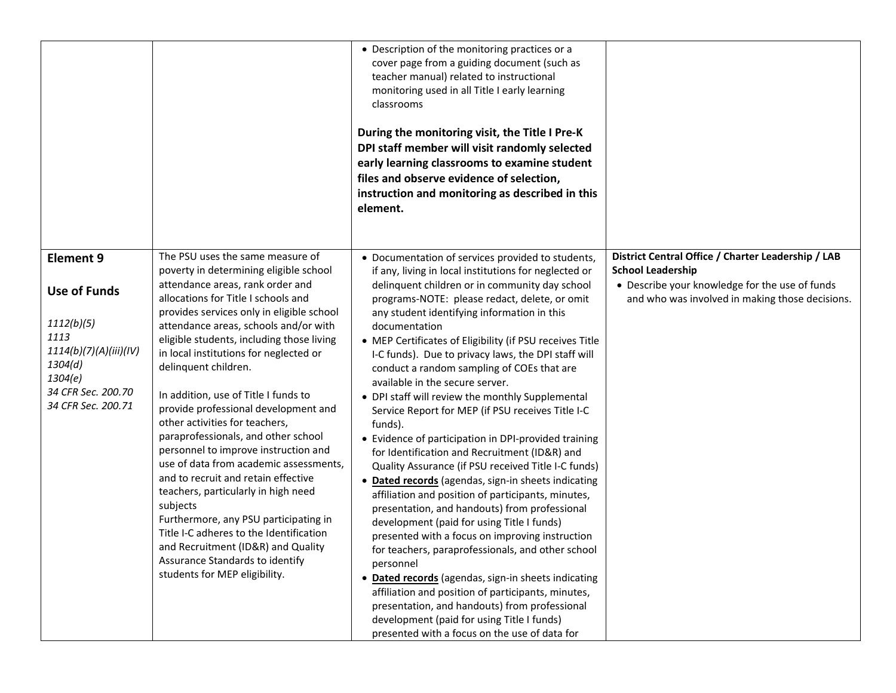| | | | |
|---|---|---|---|
| | | • Description of the monitoring practices or a cover page from a guiding document (such as teacher manual) related to instructional monitoring used in all Title I early learning classrooms<br><br>**During the monitoring visit, the Title I Pre-K DPI staff member will visit randomly selected early learning classrooms to examine student files and observe evidence of selection, instruction and monitoring as described in this element.** | |
| **Element 9**<br><br>**Use of Funds**<br><br>*1112(b)(5)*<br>*1113*<br>*1114(b)(7)(A)(iii)(IV)*<br>*1304(d)*<br>*1304(e)*<br>*34 CFR Sec. 200.70*<br>*34 CFR Sec. 200.71* | The PSU uses the same measure of poverty in determining eligible school attendance areas, rank order and allocations for Title I schools and provides services only in eligible school attendance areas, schools and/or with eligible students, including those living in local institutions for neglected or delinquent children.<br><br>In addition, use of Title I funds to provide professional development and other activities for teachers, paraprofessionals, and other school personnel to improve instruction and use of data from academic assessments, and to recruit and retain effective teachers, particularly in high need subjects<br>Furthermore, any PSU participating in Title I-C adheres to the Identification and Recruitment (ID&R) and Quality Assurance Standards to identify students for MEP eligibility. | • Documentation of services provided to students, if any, living in local institutions for neglected or delinquent children or in community day school programs-NOTE: please redact, delete, or omit any student identifying information in this documentation<br>• MEP Certificates of Eligibility (if PSU receives Title I-C funds). Due to privacy laws, the DPI staff will conduct a random sampling of COEs that are available in the secure server.<br>• DPI staff will review the monthly Supplemental Service Report for MEP (if PSU receives Title I-C funds).<br>• Evidence of participation in DPI-provided training for Identification and Recruitment (ID&R) and Quality Assurance (if PSU received Title I-C funds)<br>• <u>**Dated records**</u> (agendas, sign-in sheets indicating affiliation and position of participants, minutes, presentation, and handouts) from professional development (paid for using Title I funds) presented with a focus on improving instruction for teachers, paraprofessionals, and other school personnel<br>• <u>**Dated records**</u> (agendas, sign-in sheets indicating affiliation and position of participants, minutes, presentation, and handouts) from professional development (paid for using Title I funds) presented with a focus on the use of data for | **District Central Office / Charter Leadership / LAB School Leadership**<br>• Describe your knowledge for the use of funds and who was involved in making those decisions. |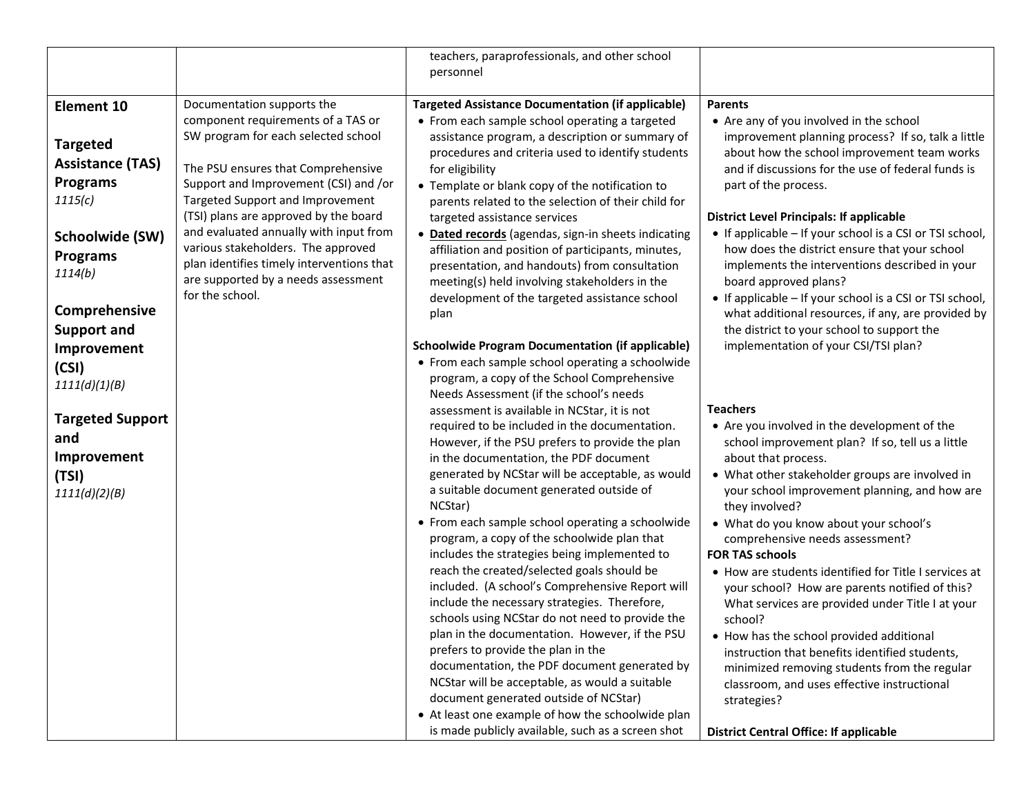| | | | |
|---|---|---|---|
| | | teachers, paraprofessionals, and other school personnel | |
| **Element 10**<br><br>**Targeted Assistance (TAS) Programs**<br>*1115(c)*<br><br>**Schoolwide (SW) Programs**<br>*1114(b)*<br><br>**Comprehensive Support and Improvement (CSI)**<br>*1111(d)(1)(B)*<br><br>**Targeted Support and Improvement (TSI)**<br>*1111(d)(2)(B)* | Documentation supports the component requirements of a TAS or SW program for each selected school<br><br>The PSU ensures that Comprehensive Support and Improvement (CSI) and /or Targeted Support and Improvement (TSI) plans are approved by the board and evaluated annually with input from various stakeholders. The approved plan identifies timely interventions that are supported by a needs assessment for the school. | **Targeted Assistance Documentation (if applicable)**<br>• From each sample school operating a targeted assistance program, a description or summary of procedures and criteria used to identify students for eligibility<br>• Template or blank copy of the notification to parents related to the selection of their child for targeted assistance services<br>• **Dated records** (agendas, sign-in sheets indicating affiliation and position of participants, minutes, presentation, and handouts) from consultation meeting(s) held involving stakeholders in the development of the targeted assistance school plan<br><br>**Schoolwide Program Documentation (if applicable)**<br>• From each sample school operating a schoolwide program, a copy of the School Comprehensive Needs Assessment (if the school's needs assessment is available in NCStar, it is not required to be included in the documentation. However, if the PSU prefers to provide the plan in the documentation, the PDF document generated by NCStar will be acceptable, as would a suitable document generated outside of NCStar)<br>• From each sample school operating a schoolwide program, a copy of the schoolwide plan that includes the strategies being implemented to reach the created/selected goals should be included. (A school's Comprehensive Report will include the necessary strategies. Therefore, schools using NCStar do not need to provide the plan in the documentation. However, if the PSU prefers to provide the plan in the documentation, the PDF document generated by NCStar will be acceptable, as would a suitable document generated outside of NCStar)<br>• At least one example of how the schoolwide plan is made publicly available, such as a screen shot | **Parents**<br>• Are any of you involved in the school improvement planning process? If so, talk a little about how the school improvement team works and if discussions for the use of federal funds is part of the process.<br><br>**District Level Principals: If applicable**<br>• If applicable – If your school is a CSI or TSI school, how does the district ensure that your school implements the interventions described in your board approved plans?<br>• If applicable – If your school is a CSI or TSI school, what additional resources, if any, are provided by the district to your school to support the implementation of your CSI/TSI plan?<br><br>**Teachers**<br>• Are you involved in the development of the school improvement plan? If so, tell us a little about that process.<br>• What other stakeholder groups are involved in your school improvement planning, and how are they involved?<br>• What do you know about your school's comprehensive needs assessment?<br>**FOR TAS schools**<br>• How are students identified for Title I services at your school? How are parents notified of this? What services are provided under Title I at your school?<br>• How has the school provided additional instruction that benefits identified students, minimized removing students from the regular classroom, and uses effective instructional strategies?<br><br>**District Central Office: If applicable** |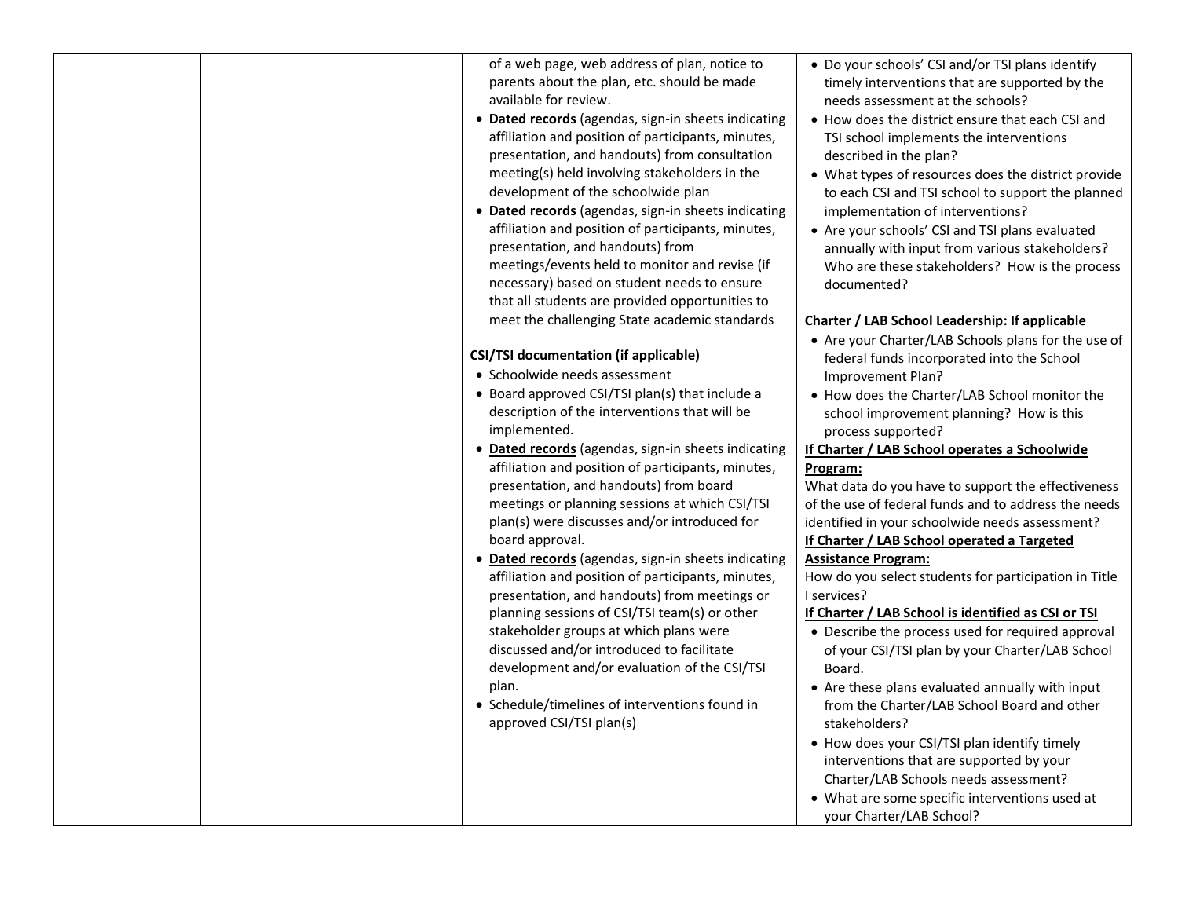| | | | |
|---|---|---|---|
| | | of a web page, web address of plan, notice to parents about the plan, etc. should be made available for review.<br>• **Dated records** (agendas, sign-in sheets indicating affiliation and position of participants, minutes, presentation, and handouts) from consultation meeting(s) held involving stakeholders in the development of the schoolwide plan<br>• **Dated records** (agendas, sign-in sheets indicating affiliation and position of participants, minutes, presentation, and handouts) from meetings/events held to monitor and revise (if necessary) based on student needs to ensure that all students are provided opportunities to meet the challenging State academic standards<br><br>**CSI/TSI documentation (if applicable)**<br>• Schoolwide needs assessment<br>• Board approved CSI/TSI plan(s) that include a description of the interventions that will be implemented.<br>• **Dated records** (agendas, sign-in sheets indicating affiliation and position of participants, minutes, presentation, and handouts) from board meetings or planning sessions at which CSI/TSI plan(s) were discusses and/or introduced for board approval.<br>• **Dated records** (agendas, sign-in sheets indicating affiliation and position of participants, minutes, presentation, and handouts) from meetings or planning sessions of CSI/TSI team(s) or other stakeholder groups at which plans were discussed and/or introduced to facilitate development and/or evaluation of the CSI/TSI plan.<br>• Schedule/timelines of interventions found in approved CSI/TSI plan(s) | • Do your schools' CSI and/or TSI plans identify timely interventions that are supported by the needs assessment at the schools?<br>• How does the district ensure that each CSI and TSI school implements the interventions described in the plan?<br>• What types of resources does the district provide to each CSI and TSI school to support the planned implementation of interventions?<br>• Are your schools' CSI and TSI plans evaluated annually with input from various stakeholders? Who are these stakeholders? How is the process documented?<br><br>**Charter / LAB School Leadership: If applicable**<br>• Are your Charter/LAB Schools plans for the use of federal funds incorporated into the School Improvement Plan?<br>• How does the Charter/LAB School monitor the school improvement planning? How is this process supported?<br>**If Charter / LAB School operates a Schoolwide Program:**<br>What data do you have to support the effectiveness of the use of federal funds and to address the needs identified in your schoolwide needs assessment?<br>**If Charter / LAB School operated a Targeted Assistance Program:**<br>How do you select students for participation in Title I services?<br>**If Charter / LAB School is identified as CSI or TSI**<br>• Describe the process used for required approval of your CSI/TSI plan by your Charter/LAB School Board.<br>• Are these plans evaluated annually with input from the Charter/LAB School Board and other stakeholders?<br>• How does your CSI/TSI plan identify timely interventions that are supported by your Charter/LAB Schools needs assessment?<br>• What are some specific interventions used at your Charter/LAB School? |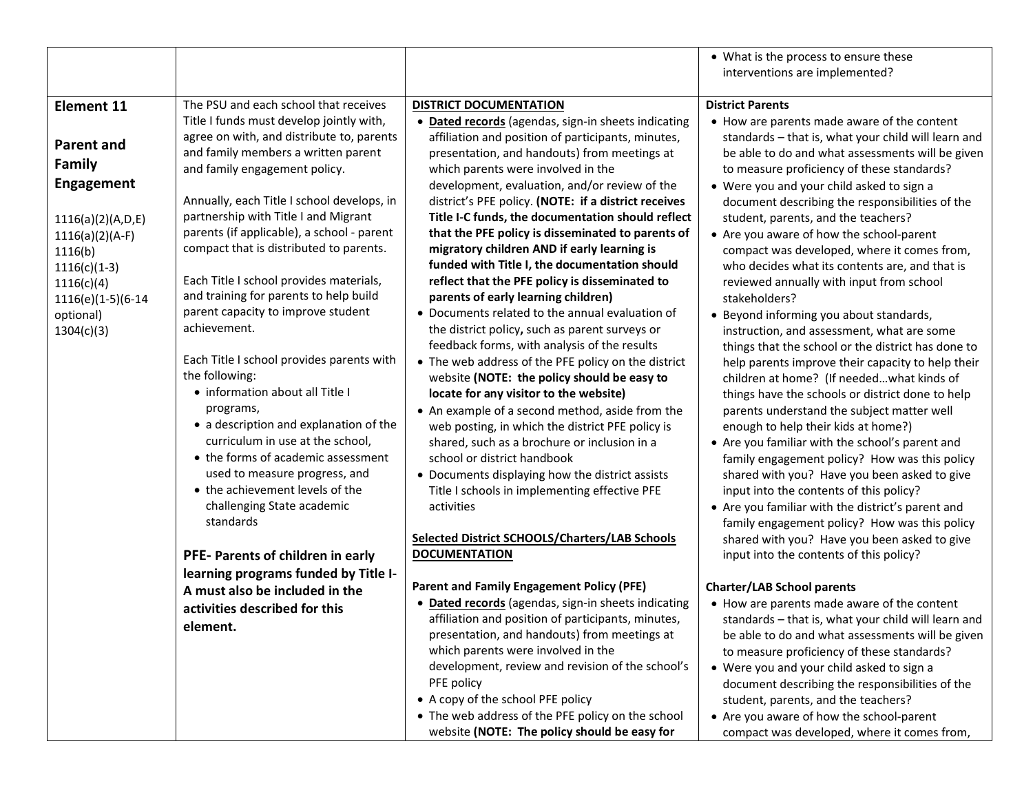| | | | |
|---|---|---|---|
| | | | • What is the process to ensure these interventions are implemented? |
| **Element 11**<br><br>**Parent and Family Engagement**<br><br>1116(a)(2)(A,D,E)<br>1116(a)(2)(A-F)<br>1116(b)<br>1116(c)(1-3)<br>1116(c)(4)<br>1116(e)(1-5)(6-14 optional)<br>1304(c)(3) | The PSU and each school that receives Title I funds must develop jointly with, agree on with, and distribute to, parents and family members a written parent and family engagement policy.<br><br>Annually, each Title I school develops, in partnership with Title I and Migrant parents (if applicable), a school - parent compact that is distributed to parents.<br><br>Each Title I school provides materials, and training for parents to help build parent capacity to improve student achievement.<br><br>Each Title I school provides parents with the following:<br>• information about all Title I programs,<br>• a description and explanation of the curriculum in use at the school,<br>• the forms of academic assessment used to measure progress, and<br>• the achievement levels of the challenging State academic standards<br><br>**PFE- Parents of children in early learning programs funded by Title I-A must also be included in the activities described for this element.** | **DISTRICT DOCUMENTATION**<br>• **Dated records** (agendas, sign-in sheets indicating affiliation and position of participants, minutes, presentation, and handouts) from meetings at which parents were involved in the development, evaluation, and/or review of the district's PFE policy. **(NOTE: if a district receives Title I-C funds, the documentation should reflect that the PFE policy is disseminated to parents of migratory children AND if early learning is funded with Title I, the documentation should reflect that the PFE policy is disseminated to parents of early learning children)**<br>• Documents related to the annual evaluation of the district policy**,** such as parent surveys or feedback forms, with analysis of the results<br>• The web address of the PFE policy on the district website **(NOTE: the policy should be easy to locate for any visitor to the website)**<br>• An example of a second method, aside from the web posting, in which the district PFE policy is shared, such as a brochure or inclusion in a school or district handbook<br>• Documents displaying how the district assists Title I schools in implementing effective PFE activities<br><br>**Selected District SCHOOLS/Charters/LAB Schools DOCUMENTATION**<br><br>**Parent and Family Engagement Policy (PFE)**<br>• **Dated records** (agendas, sign-in sheets indicating affiliation and position of participants, minutes, presentation, and handouts) from meetings at which parents were involved in the development, review and revision of the school's PFE policy<br>• A copy of the school PFE policy<br>• The web address of the PFE policy on the school website **(NOTE: The policy should be easy for** | **District Parents**<br>• How are parents made aware of the content standards – that is, what your child will learn and be able to do and what assessments will be given to measure proficiency of these standards?<br>• Were you and your child asked to sign a document describing the responsibilities of the student, parents, and the teachers?<br>• Are you aware of how the school-parent compact was developed, where it comes from, who decides what its contents are, and that is reviewed annually with input from school stakeholders?<br>• Beyond informing you about standards, instruction, and assessment, what are some things that the school or the district has done to help parents improve their capacity to help their children at home? (If needed…what kinds of things have the schools or district done to help parents understand the subject matter well enough to help their kids at home?)<br>• Are you familiar with the school's parent and family engagement policy? How was this policy shared with you? Have you been asked to give input into the contents of this policy?<br>• Are you familiar with the district's parent and family engagement policy? How was this policy shared with you? Have you been asked to give input into the contents of this policy?<br><br>**Charter/LAB School parents**<br>• How are parents made aware of the content standards – that is, what your child will learn and be able to do and what assessments will be given to measure proficiency of these standards?<br>• Were you and your child asked to sign a document describing the responsibilities of the student, parents, and the teachers?<br>• Are you aware of how the school-parent compact was developed, where it comes from, |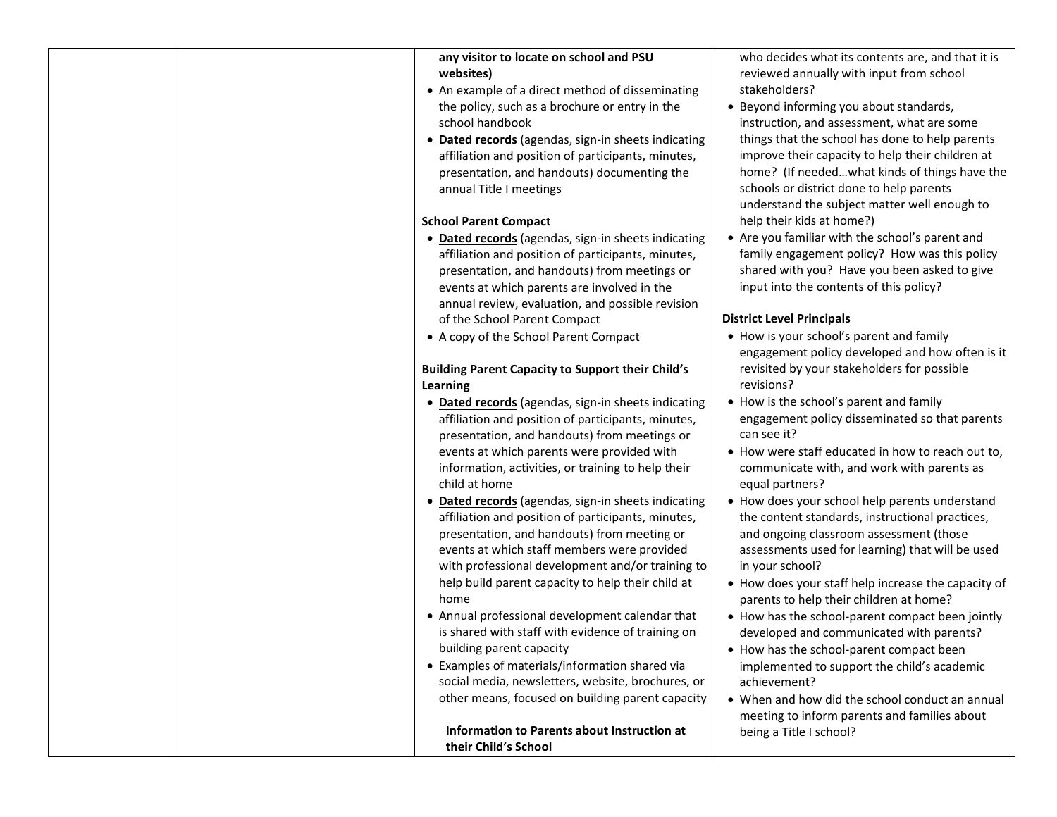| | | **any visitor to locate on school and PSU websites)**<br>• An example of a direct method of disseminating the policy, such as a brochure or entry in the school handbook<br>• **Dated records** (agendas, sign-in sheets indicating affiliation and position of participants, minutes, presentation, and handouts) documenting the annual Title I meetings<br><br>**School Parent Compact**<br>• **Dated records** (agendas, sign-in sheets indicating affiliation and position of participants, minutes, presentation, and handouts) from meetings or events at which parents are involved in the annual review, evaluation, and possible revision of the School Parent Compact<br>• A copy of the School Parent Compact<br><br>**Building Parent Capacity to Support their Child's Learning**<br>• **Dated records** (agendas, sign-in sheets indicating affiliation and position of participants, minutes, presentation, and handouts) from meetings or events at which parents were provided with information, activities, or training to help their child at home<br>• **Dated records** (agendas, sign-in sheets indicating affiliation and position of participants, minutes, presentation, and handouts) from meeting or events at which staff members were provided with professional development and/or training to help build parent capacity to help their child at home<br>• Annual professional development calendar that is shared with staff with evidence of training on building parent capacity<br>• Examples of materials/information shared via social media, newsletters, website, brochures, or other means, focused on building parent capacity<br><br>**Information to Parents about Instruction at their Child's School** | who decides what its contents are, and that it is reviewed annually with input from school stakeholders?<br>• Beyond informing you about standards, instruction, and assessment, what are some things that the school has done to help parents improve their capacity to help their children at home? (If needed…what kinds of things have the schools or district done to help parents understand the subject matter well enough to help their kids at home?)<br>• Are you familiar with the school's parent and family engagement policy? How was this policy shared with you? Have you been asked to give input into the contents of this policy?<br><br>**District Level Principals**<br>• How is your school's parent and family engagement policy developed and how often is it revisited by your stakeholders for possible revisions?<br>• How is the school's parent and family engagement policy disseminated so that parents can see it?<br>• How were staff educated in how to reach out to, communicate with, and work with parents as equal partners?<br>• How does your school help parents understand the content standards, instructional practices, and ongoing classroom assessment (those assessments used for learning) that will be used in your school?<br>• How does your staff help increase the capacity of parents to help their children at home?<br>• How has the school-parent compact been jointly developed and communicated with parents?<br>• How has the school-parent compact been implemented to support the child's academic achievement?<br>• When and how did the school conduct an annual meeting to inform parents and families about being a Title I school? |
|---|---|---|---|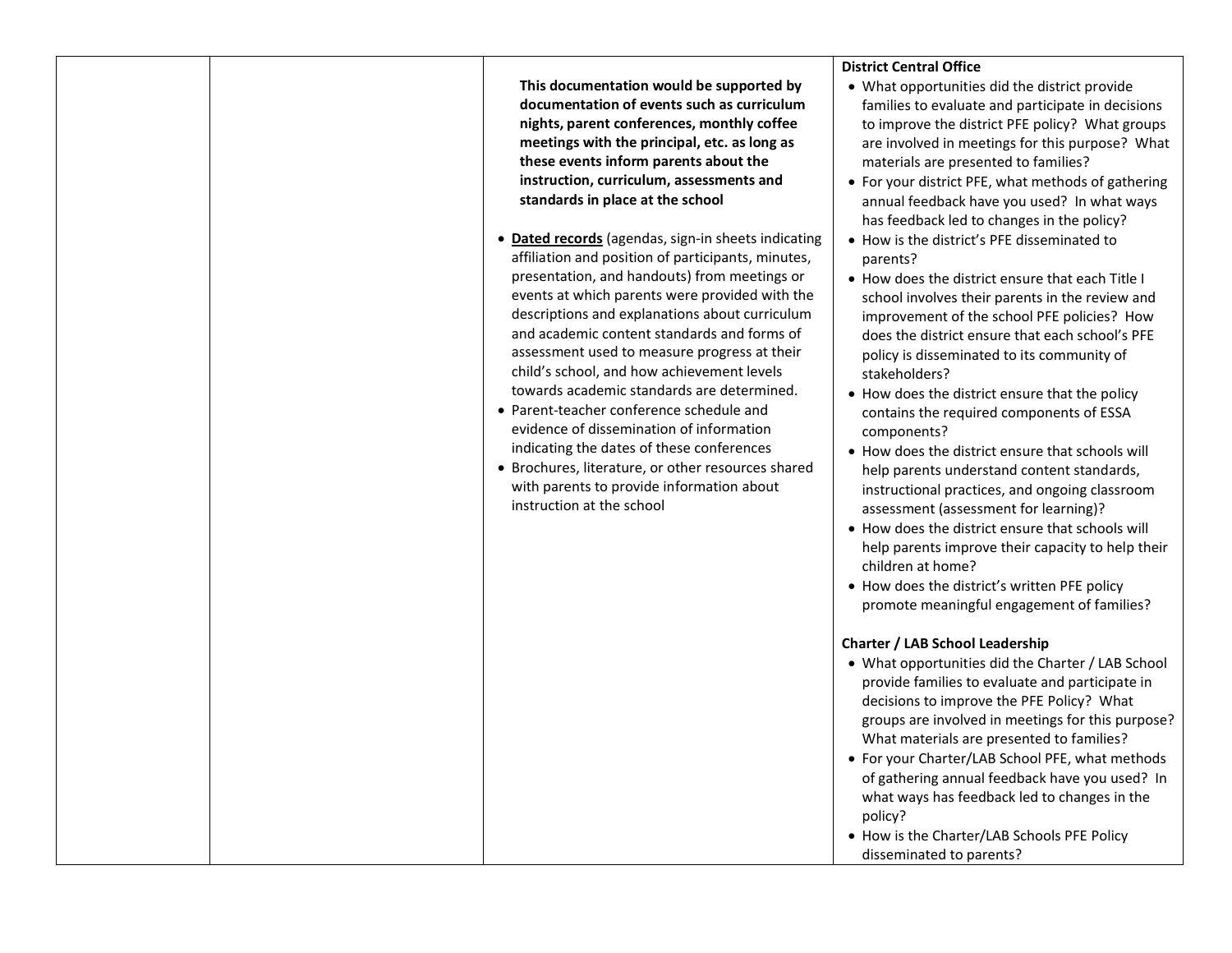| | | | |
|---|---|---|---|
| | | **This documentation would be supported by documentation of events such as curriculum nights, parent conferences, monthly coffee meetings with the principal, etc. as long as these events inform parents about the instruction, curriculum, assessments and standards in place at the school**<br><br>• **Dated records** (agendas, sign-in sheets indicating affiliation and position of participants, minutes, presentation, and handouts) from meetings or events at which parents were provided with the descriptions and explanations about curriculum and academic content standards and forms of assessment used to measure progress at their child's school, and how achievement levels towards academic standards are determined.<br>• Parent-teacher conference schedule and evidence of dissemination of information indicating the dates of these conferences<br>• Brochures, literature, or other resources shared with parents to provide information about instruction at the school | **District Central Office**<br>• What opportunities did the district provide families to evaluate and participate in decisions to improve the district PFE policy? What groups are involved in meetings for this purpose? What materials are presented to families?<br>• For your district PFE, what methods of gathering annual feedback have you used? In what ways has feedback led to changes in the policy?<br>• How is the district's PFE disseminated to parents?<br>• How does the district ensure that each Title I school involves their parents in the review and improvement of the school PFE policies? How does the district ensure that each school's PFE policy is disseminated to its community of stakeholders?<br>• How does the district ensure that the policy contains the required components of ESSA components?<br>• How does the district ensure that schools will help parents understand content standards, instructional practices, and ongoing classroom assessment (assessment for learning)?<br>• How does the district ensure that schools will help parents improve their capacity to help their children at home?<br>• How does the district's written PFE policy promote meaningful engagement of families?<br><br>**Charter / LAB School Leadership**<br>• What opportunities did the Charter / LAB School provide families to evaluate and participate in decisions to improve the PFE Policy? What groups are involved in meetings for this purpose? What materials are presented to families?<br>• For your Charter/LAB School PFE, what methods of gathering annual feedback have you used? In what ways has feedback led to changes in the policy?<br>• How is the Charter/LAB Schools PFE Policy disseminated to parents? |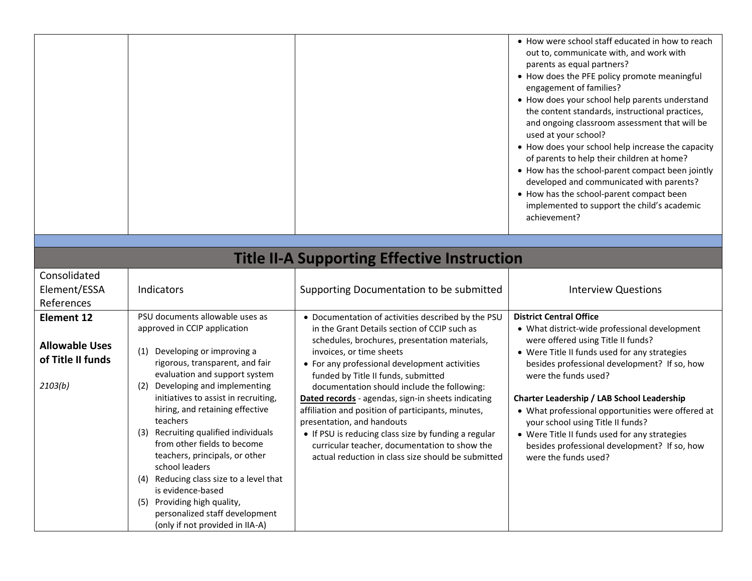| | | | |
|---|---|---|---|
| | | | • How were school staff educated in how to reach out to, communicate with, and work with parents as equal partners?<br>• How does the PFE policy promote meaningful engagement of families?<br>• How does your school help parents understand the content standards, instructional practices, and ongoing classroom assessment that will be used at your school?<br>• How does your school help increase the capacity of parents to help their children at home?<br>• How has the school-parent compact been jointly developed and communicated with parents?<br>• How has the school-parent compact been implemented to support the child's academic achievement? |

# Title II-A Supporting Effective Instruction

| Consolidated Element/ESSA References | Indicators | Supporting Documentation to be submitted | Interview Questions |
|---|---|---|---|
| **Element 12**<br><br>**Allowable Uses of Title II funds**<br><br>*2103(b)* | PSU documents allowable uses as approved in CCIP application<br><br>(1) Developing or improving a rigorous, transparent, and fair evaluation and support system<br>(2) Developing and implementing initiatives to assist in recruiting, hiring, and retaining effective teachers<br>(3) Recruiting qualified individuals from other fields to become teachers, principals, or other school leaders<br>(4) Reducing class size to a level that is evidence-based<br>(5) Providing high quality, personalized staff development (only if not provided in IIA-A) | • Documentation of activities described by the PSU in the Grant Details section of CCIP such as schedules, brochures, presentation materials, invoices, or time sheets<br>• For any professional development activities funded by Title II funds, submitted documentation should include the following:<br><u>**Dated records**</u> - agendas, sign-in sheets indicating affiliation and position of participants, minutes, presentation, and handouts<br>• If PSU is reducing class size by funding a regular curricular teacher, documentation to show the actual reduction in class size should be submitted | **District Central Office**<br>• What district-wide professional development were offered using Title II funds?<br>• Were Title II funds used for any strategies besides professional development? If so, how were the funds used?<br><br>**Charter Leadership / LAB School Leadership**<br>• What professional opportunities were offered at your school using Title II funds?<br>• Were Title II funds used for any strategies besides professional development? If so, how were the funds used? |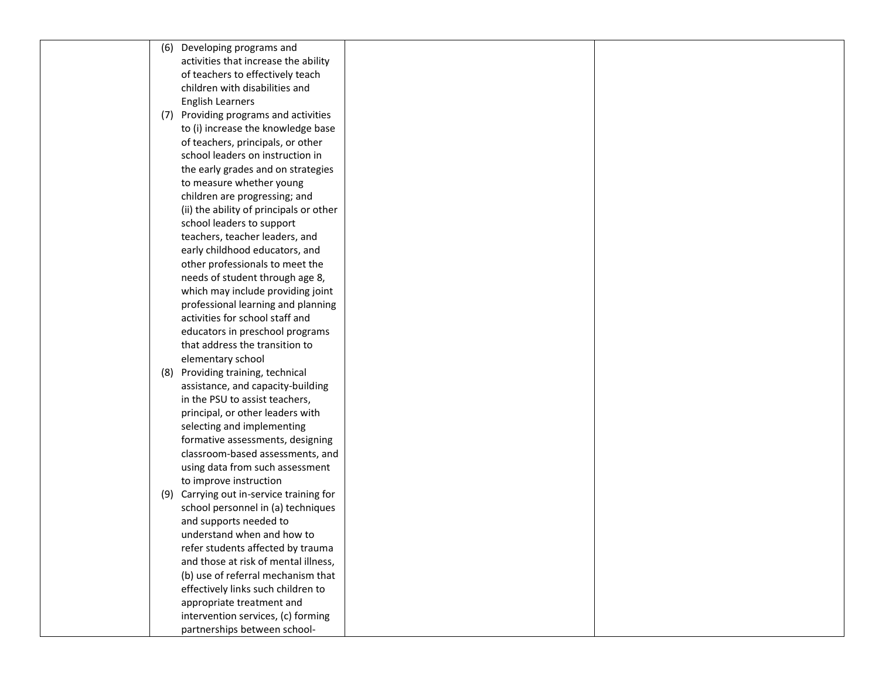|  |  |  |  |
|---|---|---|---|
|  | (6) Developing programs and activities that increase the ability of teachers to effectively teach children with disabilities and English Learners<br>(7) Providing programs and activities to (i) increase the knowledge base of teachers, principals, or other school leaders on instruction in the early grades and on strategies to measure whether young children are progressing; and (ii) the ability of principals or other school leaders to support teachers, teacher leaders, and early childhood educators, and other professionals to meet the needs of student through age 8, which may include providing joint professional learning and planning activities for school staff and educators in preschool programs that address the transition to elementary school<br>(8) Providing training, technical assistance, and capacity-building in the PSU to assist teachers, principal, or other leaders with selecting and implementing formative assessments, designing classroom-based assessments, and using data from such assessment to improve instruction<br>(9) Carrying out in-service training for school personnel in (a) techniques and supports needed to understand when and how to refer students affected by trauma and those at risk of mental illness, (b) use of referral mechanism that effectively links such children to appropriate treatment and intervention services, (c) forming partnerships between school- |  |  |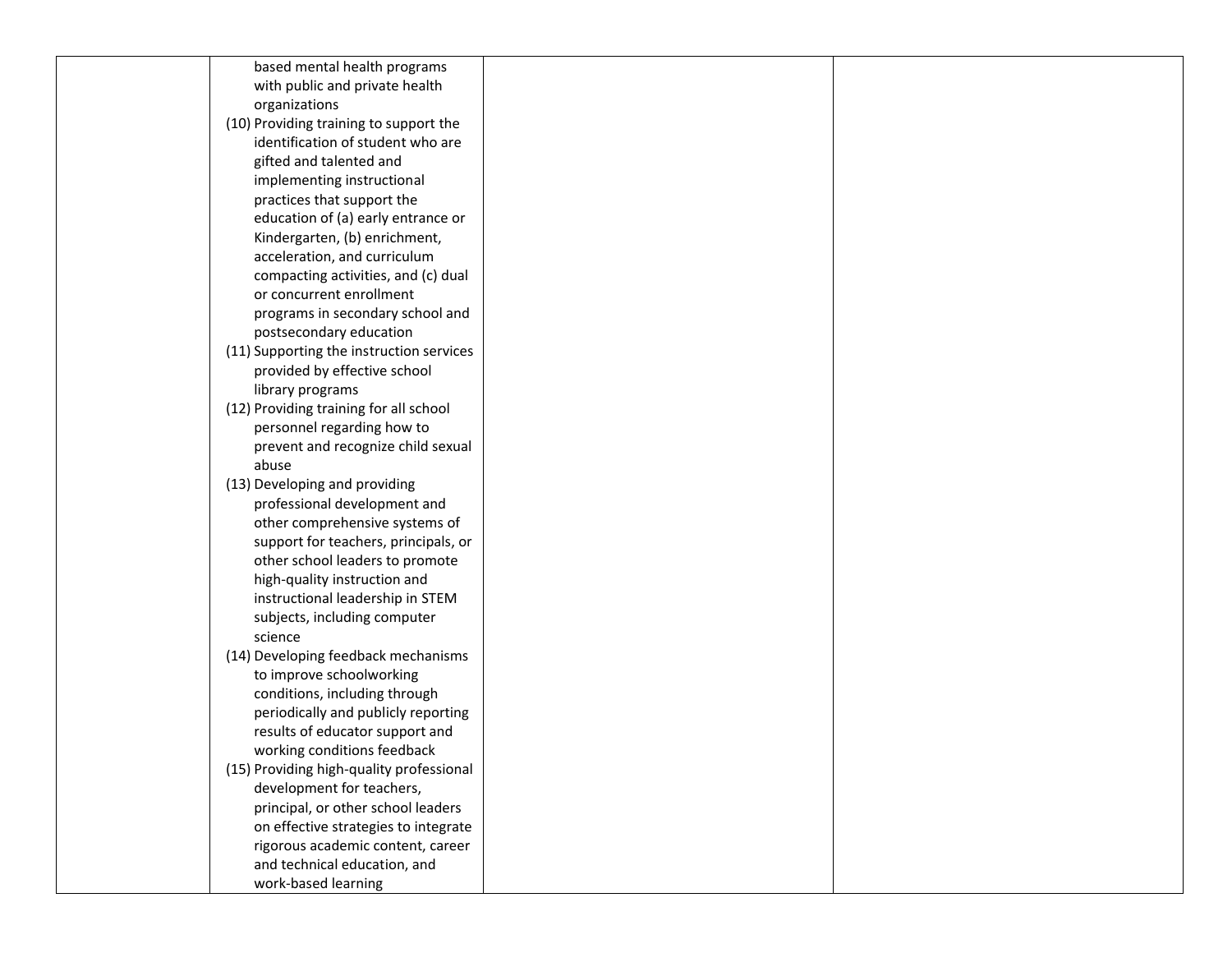| | | | |
|---|---|---|---|
| | based mental health programs with public and private health organizations<br>(10) Providing training to support the identification of student who are gifted and talented and implementing instructional practices that support the education of (a) early entrance or Kindergarten, (b) enrichment, acceleration, and curriculum compacting activities, and (c) dual or concurrent enrollment programs in secondary school and postsecondary education<br>(11) Supporting the instruction services provided by effective school library programs<br>(12) Providing training for all school personnel regarding how to prevent and recognize child sexual abuse<br>(13) Developing and providing professional development and other comprehensive systems of support for teachers, principals, or other school leaders to promote high-quality instruction and instructional leadership in STEM subjects, including computer science<br>(14) Developing feedback mechanisms to improve schoolworking conditions, including through periodically and publicly reporting results of educator support and working conditions feedback<br>(15) Providing high-quality professional development for teachers, principal, or other school leaders on effective strategies to integrate rigorous academic content, career and technical education, and work-based learning | | |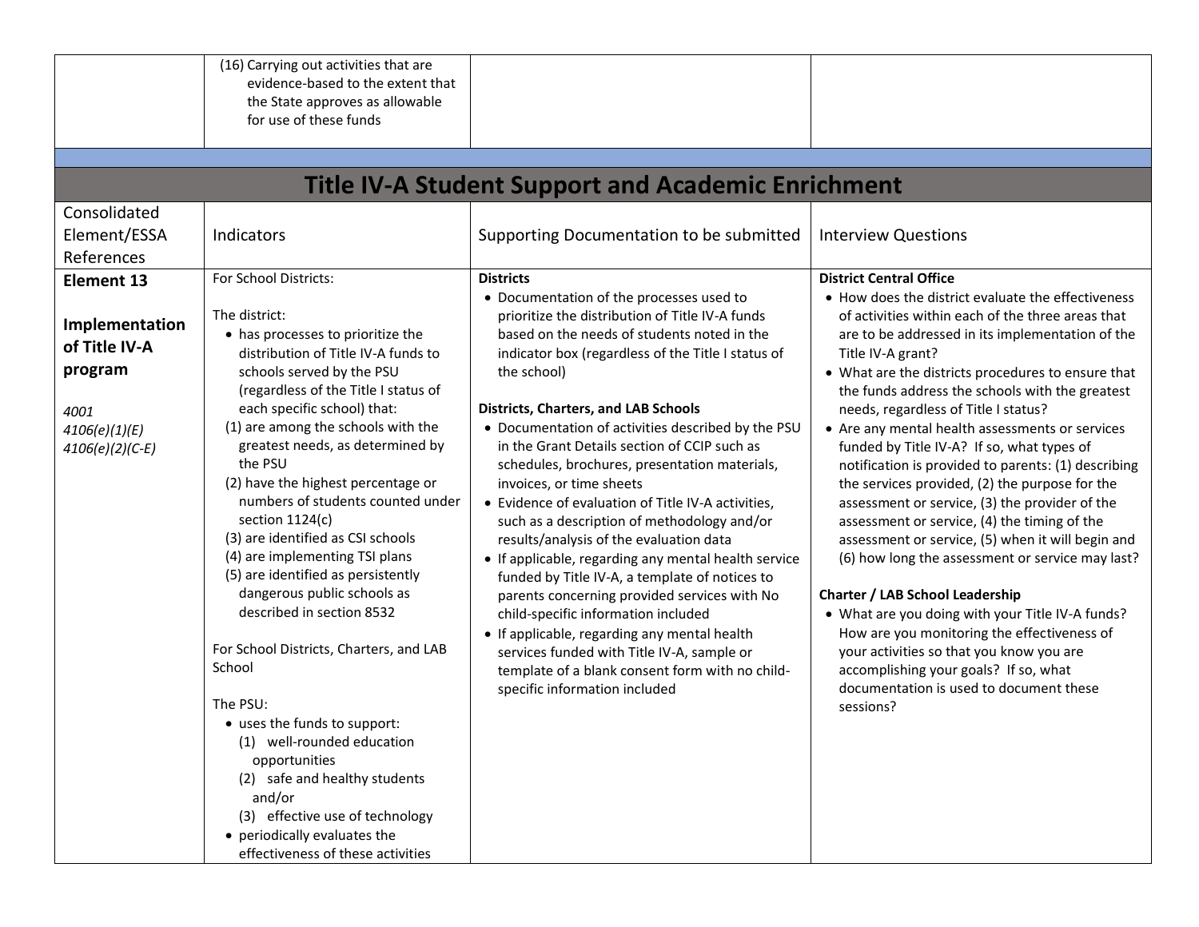| | | | |
|---|---|---|---|
| | (16) Carrying out activities that are evidence-based to the extent that the State approves as allowable for use of these funds | | |

# Title IV-A Student Support and Academic Enrichment

| Consolidated Element/ESSA References | Indicators | Supporting Documentation to be submitted | Interview Questions |
|---|---|---|---|
| **Element 13**<br><br>**Implementation of Title IV-A program**<br><br>*4001*<br>*4106(e)(1)(E)*<br>*4106(e)(2)(C-E)* | For School Districts:<br><br>The district:<br>• has processes to prioritize the distribution of Title IV-A funds to schools served by the PSU (regardless of the Title I status of each specific school) that:<br>(1) are among the schools with the greatest needs, as determined by the PSU<br>(2) have the highest percentage or numbers of students counted under section 1124(c)<br>(3) are identified as CSI schools<br>(4) are implementing TSI plans<br>(5) are identified as persistently dangerous public schools as described in section 8532<br><br>For School Districts, Charters, and LAB School<br><br>The PSU:<br>• uses the funds to support:<br>(1) well-rounded education opportunities<br>(2) safe and healthy students and/or<br>(3) effective use of technology<br>• periodically evaluates the effectiveness of these activities | **Districts**<br>• Documentation of the processes used to prioritize the distribution of Title IV-A funds based on the needs of students noted in the indicator box (regardless of the Title I status of the school)<br><br>**Districts, Charters, and LAB Schools**<br>• Documentation of activities described by the PSU in the Grant Details section of CCIP such as schedules, brochures, presentation materials, invoices, or time sheets<br>• Evidence of evaluation of Title IV-A activities, such as a description of methodology and/or results/analysis of the evaluation data<br>• If applicable, regarding any mental health service funded by Title IV-A, a template of notices to parents concerning provided services with No child-specific information included<br>• If applicable, regarding any mental health services funded with Title IV-A, sample or template of a blank consent form with no child-specific information included | **District Central Office**<br>• How does the district evaluate the effectiveness of activities within each of the three areas that are to be addressed in its implementation of the Title IV-A grant?<br>• What are the districts procedures to ensure that the funds address the schools with the greatest needs, regardless of Title I status?<br>• Are any mental health assessments or services funded by Title IV-A? If so, what types of notification is provided to parents: (1) describing the services provided, (2) the purpose for the assessment or service, (3) the provider of the assessment or service, (4) the timing of the assessment or service, (5) when it will begin and (6) how long the assessment or service may last?<br><br>**Charter / LAB School Leadership**<br>• What are you doing with your Title IV-A funds? How are you monitoring the effectiveness of your activities so that you know you are accomplishing your goals? If so, what documentation is used to document these sessions? |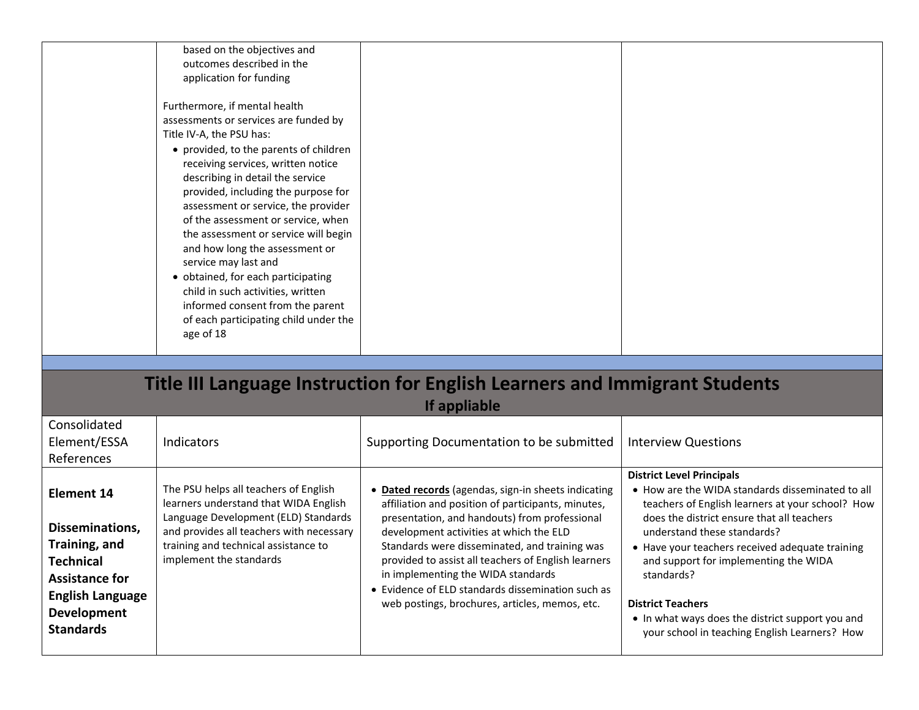| | | | |
|---|---|---|---|
| | based on the objectives and outcomes described in the application for funding<br><br>Furthermore, if mental health assessments or services are funded by Title IV-A, the PSU has:<br>• provided, to the parents of children receiving services, written notice describing in detail the service provided, including the purpose for assessment or service, the provider of the assessment or service, when the assessment or service will begin and how long the assessment or service may last and<br>• obtained, for each participating child in such activities, written informed consent from the parent of each participating child under the age of 18 | | |

## Title III Language Instruction for English Learners and Immigrant Students

**If appliable**

| Consolidated Element/ESSA References | Indicators | Supporting Documentation to be submitted | Interview Questions |
|---|---|---|---|
| **Element 14**<br><br>**Disseminations, Training, and Technical Assistance for English Language Development Standards** | The PSU helps all teachers of English learners understand that WIDA English Language Development (ELD) Standards and provides all teachers with necessary training and technical assistance to implement the standards | • **Dated records** (agendas, sign-in sheets indicating affiliation and position of participants, minutes, presentation, and handouts) from professional development activities at which the ELD Standards were disseminated, and training was provided to assist all teachers of English learners in implementing the WIDA standards<br>• Evidence of ELD standards dissemination such as web postings, brochures, articles, memos, etc. | **District Level Principals**<br>• How are the WIDA standards disseminated to all teachers of English learners at your school? How does the district ensure that all teachers understand these standards?<br>• Have your teachers received adequate training and support for implementing the WIDA standards?<br><br>**District Teachers**<br>• In what ways does the district support you and your school in teaching English Learners? How |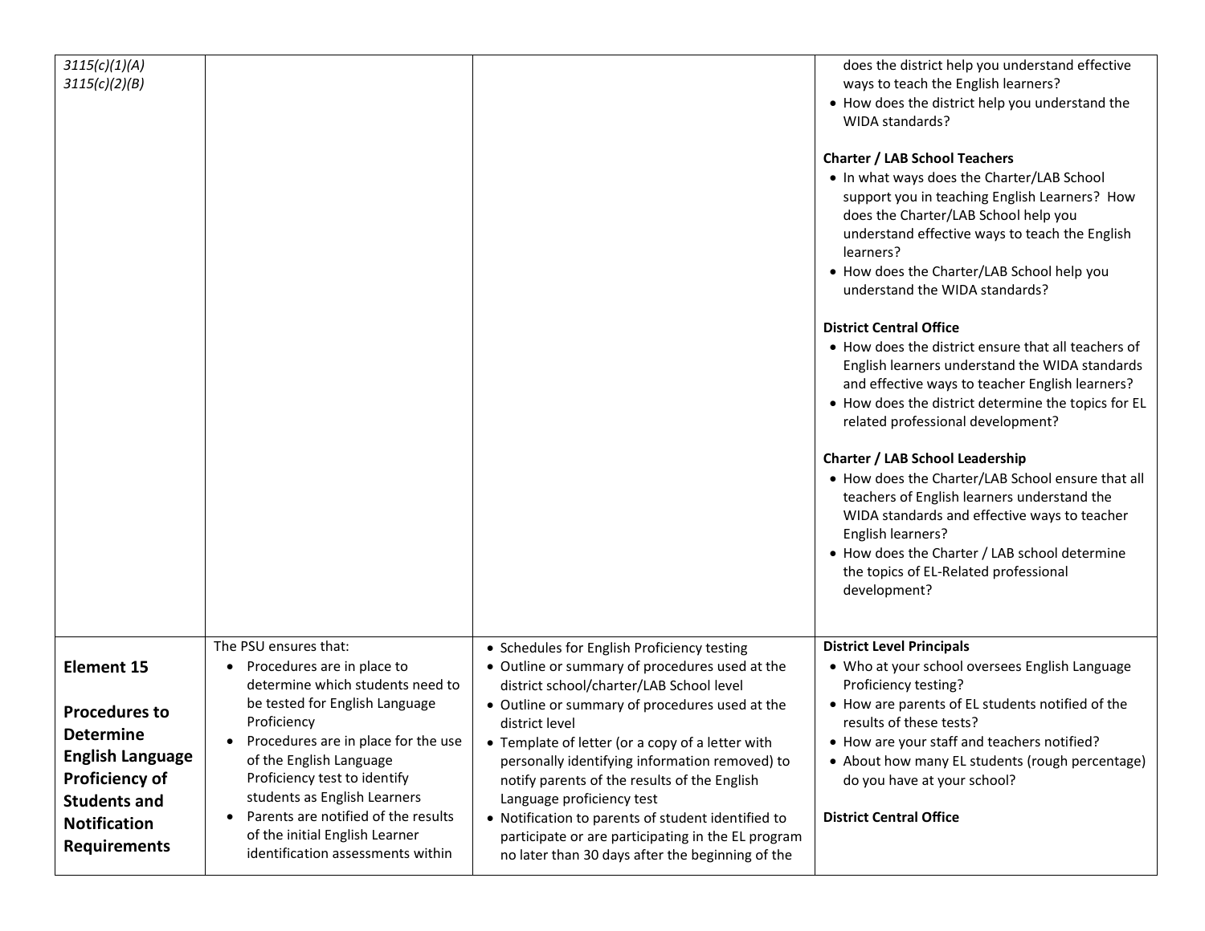| | | | |
|---|---|---|---|
| *3115(c)(1)(A)*<br>*3115(c)(2)(B)* | | | does the district help you understand effective ways to teach the English learners?<br>• How does the district help you understand the WIDA standards?<br><br>**Charter / LAB School Teachers**<br>• In what ways does the Charter/LAB School support you in teaching English Learners? How does the Charter/LAB School help you understand effective ways to teach the English learners?<br>• How does the Charter/LAB School help you understand the WIDA standards?<br><br>**District Central Office**<br>• How does the district ensure that all teachers of English learners understand the WIDA standards and effective ways to teacher English learners?<br>• How does the district determine the topics for EL related professional development?<br><br>**Charter / LAB School Leadership**<br>• How does the Charter/LAB School ensure that all teachers of English learners understand the WIDA standards and effective ways to teacher English learners?<br>• How does the Charter / LAB school determine the topics of EL-Related professional development? |
| **Element 15**<br><br>**Procedures to Determine English Language Proficiency of Students and Notification Requirements** | The PSU ensures that:<br>• Procedures are in place to determine which students need to be tested for English Language Proficiency<br>• Procedures are in place for the use of the English Language Proficiency test to identify students as English Learners<br>• Parents are notified of the results of the initial English Learner identification assessments within | • Schedules for English Proficiency testing<br>• Outline or summary of procedures used at the district school/charter/LAB School level<br>• Outline or summary of procedures used at the district level<br>• Template of letter (or a copy of a letter with personally identifying information removed) to notify parents of the results of the English Language proficiency test<br>• Notification to parents of student identified to participate or are participating in the EL program no later than 30 days after the beginning of the | **District Level Principals**<br>• Who at your school oversees English Language Proficiency testing?<br>• How are parents of EL students notified of the results of these tests?<br>• How are your staff and teachers notified?<br>• About how many EL students (rough percentage) do you have at your school?<br><br>**District Central Office** |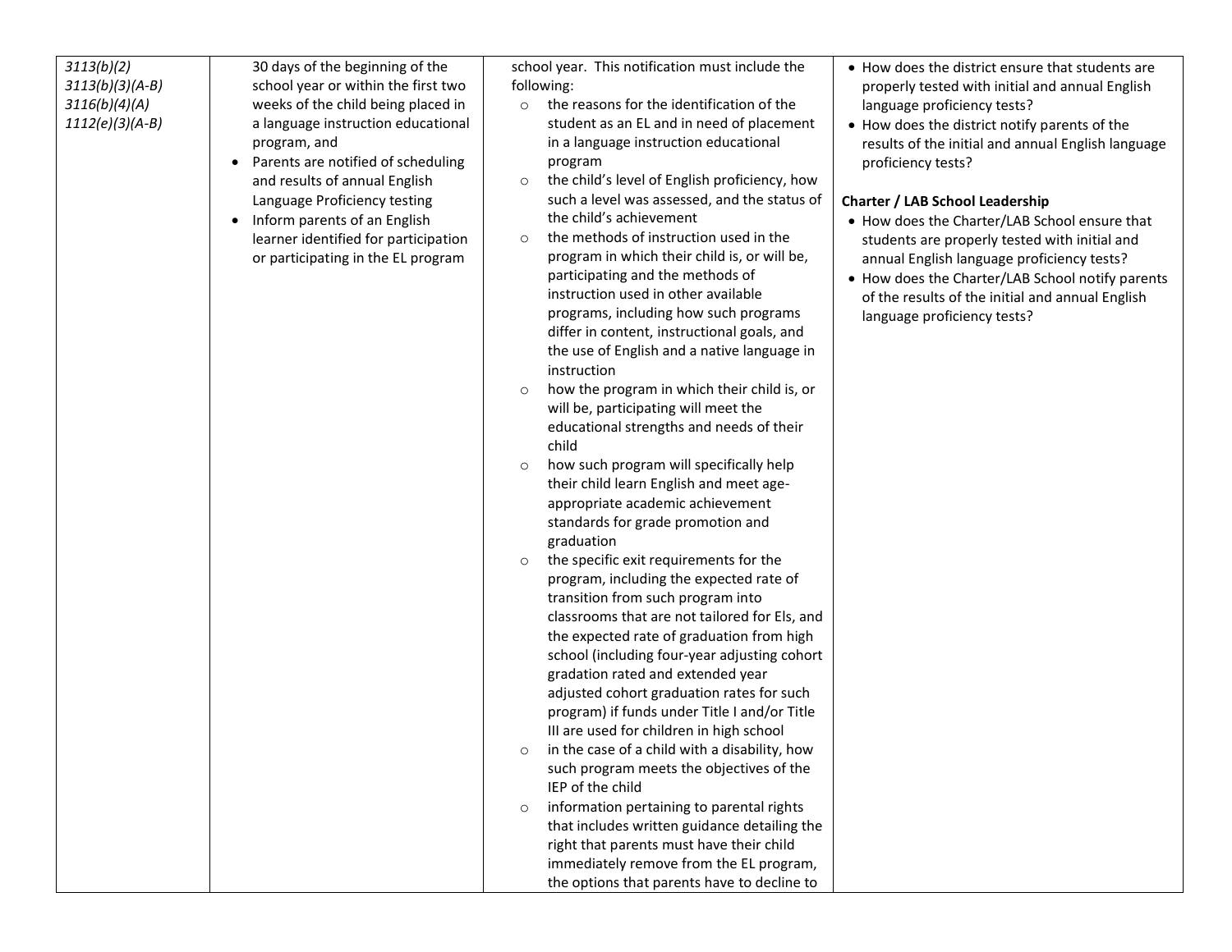| | | | |
|---|---|---|---|
| *3113(b)(2)*<br>*3113(b)(3)(A-B)*<br>*3116(b)(4)(A)*<br>*1112(e)(3)(A-B)* | 30 days of the beginning of the school year or within the first two weeks of the child being placed in a language instruction educational program, and<br>• Parents are notified of scheduling and results of annual English Language Proficiency testing<br>• Inform parents of an English learner identified for participation or participating in the EL program | school year. This notification must include the following:<br>○ the reasons for the identification of the student as an EL and in need of placement in a language instruction educational program<br>○ the child's level of English proficiency, how such a level was assessed, and the status of the child's achievement<br>○ the methods of instruction used in the program in which their child is, or will be, participating and the methods of instruction used in other available programs, including how such programs differ in content, instructional goals, and the use of English and a native language in instruction<br>○ how the program in which their child is, or will be, participating will meet the educational strengths and needs of their child<br>○ how such program will specifically help their child learn English and meet age-appropriate academic achievement standards for grade promotion and graduation<br>○ the specific exit requirements for the program, including the expected rate of transition from such program into classrooms that are not tailored for Els, and the expected rate of graduation from high school (including four-year adjusting cohort gradation rated and extended year adjusted cohort graduation rates for such program) if funds under Title I and/or Title III are used for children in high school<br>○ in the case of a child with a disability, how such program meets the objectives of the IEP of the child<br>○ information pertaining to parental rights that includes written guidance detailing the right that parents must have their child immediately remove from the EL program, the options that parents have to decline to | • How does the district ensure that students are properly tested with initial and annual English language proficiency tests?<br>• How does the district notify parents of the results of the initial and annual English language proficiency tests?<br><br>**Charter / LAB School Leadership**<br>• How does the Charter/LAB School ensure that students are properly tested with initial and annual English language proficiency tests?<br>• How does the Charter/LAB School notify parents of the results of the initial and annual English language proficiency tests? |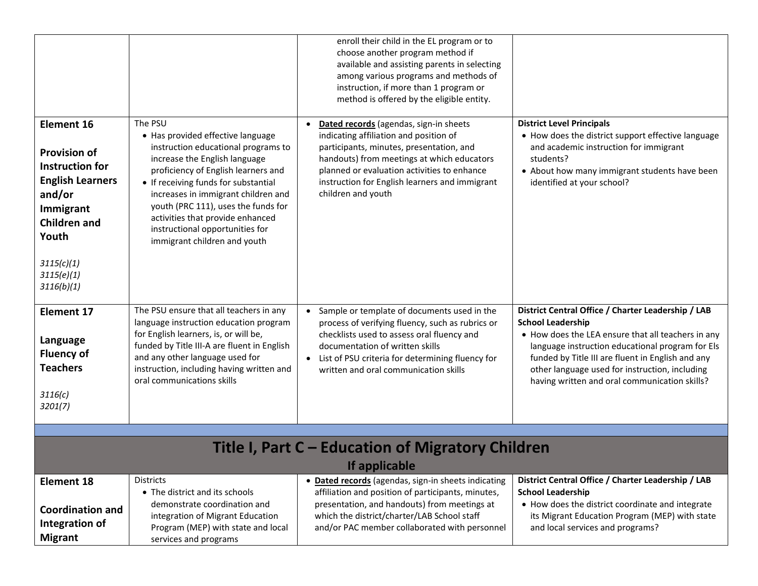| | | enroll their child in the EL program or to choose another program method if available and assisting parents in selecting among various programs and methods of instruction, if more than 1 program or method is offered by the eligible entity. | |
|---|---|---|---|
| **Element 16**<br><br>**Provision of Instruction for English Learners and/or Immigrant Children and Youth**<br><br>*3115(c)(1)*<br>*3115(e)(1)*<br>*3116(b)(1)* | The PSU<br>• Has provided effective language instruction educational programs to increase the English language proficiency of English learners and<br>• If receiving funds for substantial increases in immigrant children and youth (PRC 111), uses the funds for activities that provide enhanced instructional opportunities for immigrant children and youth | • **Dated records** (agendas, sign-in sheets indicating affiliation and position of participants, minutes, presentation, and handouts) from meetings at which educators planned or evaluation activities to enhance instruction for English learners and immigrant children and youth | **District Level Principals**<br>• How does the district support effective language and academic instruction for immigrant students?<br>• About how many immigrant students have been identified at your school? |
| **Element 17**<br><br>**Language Fluency of Teachers**<br><br>*3116(c)*<br>*3201(7)* | The PSU ensure that all teachers in any language instruction education program for English learners, is, or will be, funded by Title III-A are fluent in English and any other language used for instruction, including having written and oral communications skills | • Sample or template of documents used in the process of verifying fluency, such as rubrics or checklists used to assess oral fluency and documentation of written skills<br>• List of PSU criteria for determining fluency for written and oral communication skills | **District Central Office / Charter Leadership / LAB School Leadership**<br>• How does the LEA ensure that all teachers in any language instruction educational program for Els funded by Title III are fluent in English and any other language used for instruction, including having written and oral communication skills? |

## Title I, Part C – Education of Migratory Children

### If applicable

| | | | |
|---|---|---|---|
| **Element 18**<br><br>**Coordination and Integration of Migrant** | Districts<br>• The district and its schools demonstrate coordination and integration of Migrant Education Program (MEP) with state and local services and programs | • **Dated records** (agendas, sign-in sheets indicating affiliation and position of participants, minutes, presentation, and handouts) from meetings at which the district/charter/LAB School staff and/or PAC member collaborated with personnel | **District Central Office / Charter Leadership / LAB School Leadership**<br>• How does the district coordinate and integrate its Migrant Education Program (MEP) with state and local services and programs? |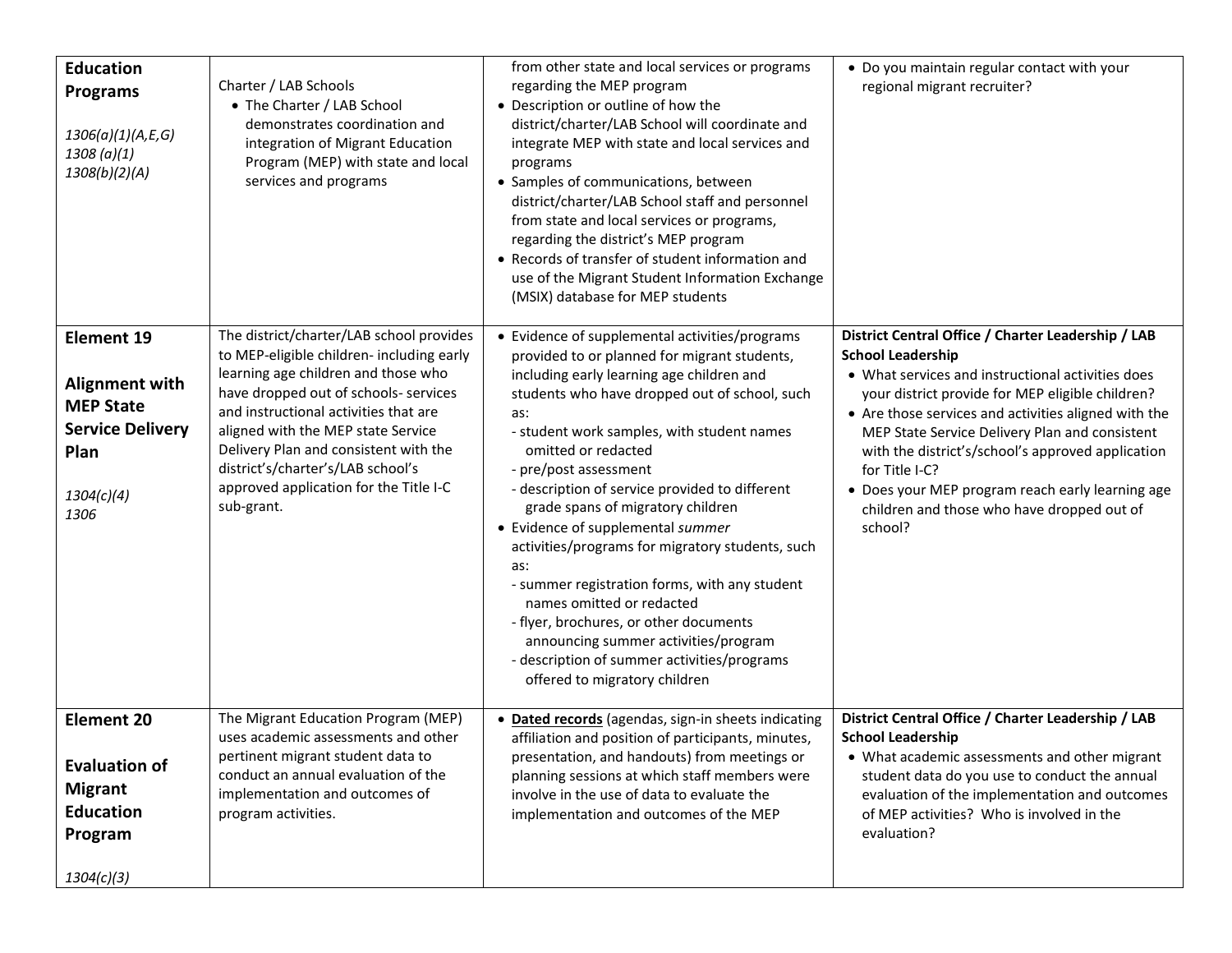| | | | |
|---|---|---|---|
| **Education Programs**<br><br>*1306(a)(1)(A,E,G)*<br>*1308 (a)(1)*<br>*1308(b)(2)(A)* | Charter / LAB Schools<br>• The Charter / LAB School demonstrates coordination and integration of Migrant Education Program (MEP) with state and local services and programs | from other state and local services or programs regarding the MEP program<br>• Description or outline of how the district/charter/LAB School will coordinate and integrate MEP with state and local services and programs<br>• Samples of communications, between district/charter/LAB School staff and personnel from state and local services or programs, regarding the district's MEP program<br>• Records of transfer of student information and use of the Migrant Student Information Exchange (MSIX) database for MEP students | • Do you maintain regular contact with your regional migrant recruiter? |
| **Element 19**<br><br>**Alignment with MEP State Service Delivery Plan**<br><br>*1304(c)(4)*<br>*1306* | The district/charter/LAB school provides to MEP-eligible children- including early learning age children and those who have dropped out of schools- services and instructional activities that are aligned with the MEP state Service Delivery Plan and consistent with the district's/charter's/LAB school's approved application for the Title I-C sub-grant. | • Evidence of supplemental activities/programs provided to or planned for migrant students, including early learning age children and students who have dropped out of school, such as:<br>- student work samples, with student names omitted or redacted<br>- pre/post assessment<br>- description of service provided to different grade spans of migratory children<br>• Evidence of supplemental *summer* activities/programs for migratory students, such as:<br>- summer registration forms, with any student names omitted or redacted<br>- flyer, brochures, or other documents announcing summer activities/program<br>- description of summer activities/programs offered to migratory children | **District Central Office / Charter Leadership / LAB School Leadership**<br>• What services and instructional activities does your district provide for MEP eligible children?<br>• Are those services and activities aligned with the MEP State Service Delivery Plan and consistent with the district's/school's approved application for Title I-C?<br>• Does your MEP program reach early learning age children and those who have dropped out of school? |
| **Element 20**<br><br>**Evaluation of Migrant Education Program**<br><br>*1304(c)(3)* | The Migrant Education Program (MEP) uses academic assessments and other pertinent migrant student data to conduct an annual evaluation of the implementation and outcomes of program activities. | • **<u>Dated records</u>** (agendas, sign-in sheets indicating affiliation and position of participants, minutes, presentation, and handouts) from meetings or planning sessions at which staff members were involve in the use of data to evaluate the implementation and outcomes of the MEP | **District Central Office / Charter Leadership / LAB School Leadership**<br>• What academic assessments and other migrant student data do you use to conduct the annual evaluation of the implementation and outcomes of MEP activities? Who is involved in the evaluation? |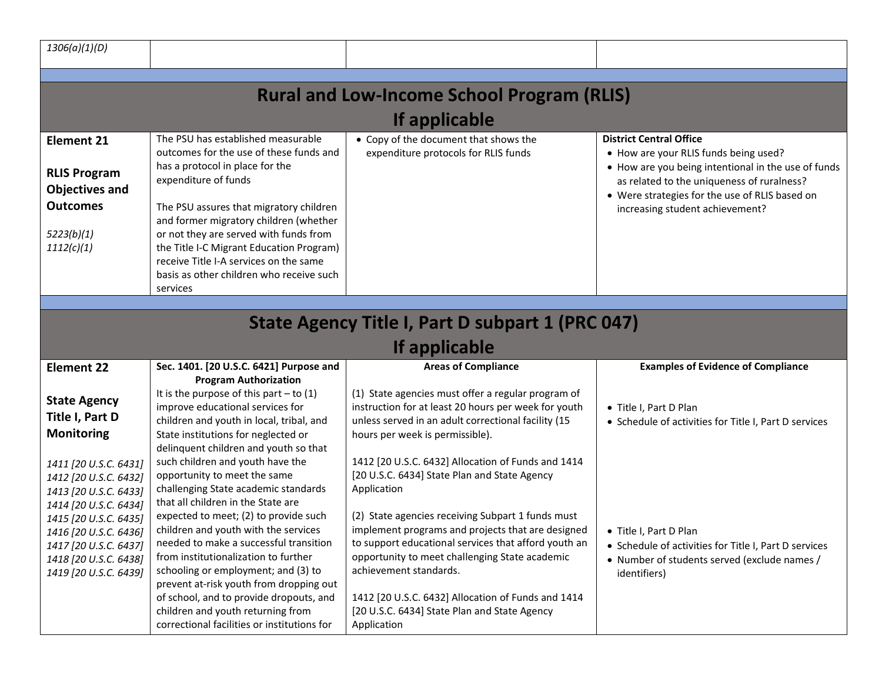| 1306(a)(1)(D) | | | |
|---|---|---|---|

## Rural and Low-Income School Program (RLIS)
## If applicable

| | | | |
|---|---|---|---|
| **Element 21**<br><br>**RLIS Program Objectives and Outcomes**<br><br>*5223(b)(1)*<br>*1112(c)(1)* | The PSU has established measurable outcomes for the use of these funds and has a protocol in place for the expenditure of funds<br><br>The PSU assures that migratory children and former migratory children (whether or not they are served with funds from the Title I-C Migrant Education Program) receive Title I-A services on the same basis as other children who receive such services | • Copy of the document that shows the expenditure protocols for RLIS funds | **District Central Office**<br>• How are your RLIS funds being used?<br>• How are you being intentional in the use of funds as related to the uniqueness of ruralness?<br>• Were strategies for the use of RLIS based on increasing student achievement? |

## State Agency Title I, Part D subpart 1 (PRC 047)
## If applicable

| **Element 22**<br><br>**State Agency Title I, Part D Monitoring**<br><br>*1411 [20 U.S.C. 6431]*<br>*1412 [20 U.S.C. 6432]*<br>*1413 [20 U.S.C. 6433]*<br>*1414 [20 U.S.C. 6434]*<br>*1415 [20 U.S.C. 6435]*<br>*1416 [20 U.S.C. 6436]*<br>*1417 [20 U.S.C. 6437]*<br>*1418 [20 U.S.C. 6438]*<br>*1419 [20 U.S.C. 6439]* | **Sec. 1401. [20 U.S.C. 6421] Purpose and Program Authorization**<br>It is the purpose of this part – to (1) improve educational services for children and youth in local, tribal, and State institutions for neglected or delinquent children and youth so that such children and youth have the opportunity to meet the same challenging State academic standards that all children in the State are expected to meet; (2) to provide such children and youth with the services needed to make a successful transition from institutionalization to further schooling or employment; and (3) to prevent at-risk youth from dropping out of school, and to provide dropouts, and children and youth returning from correctional facilities or institutions for | **Areas of Compliance**<br><br>(1) State agencies must offer a regular program of instruction for at least 20 hours per week for youth unless served in an adult correctional facility (15 hours per week is permissible).<br><br>1412 [20 U.S.C. 6432] Allocation of Funds and 1414 [20 U.S.C. 6434] State Plan and State Agency Application<br><br>(2) State agencies receiving Subpart 1 funds must implement programs and projects that are designed to support educational services that afford youth an opportunity to meet challenging State academic achievement standards.<br><br>1412 [20 U.S.C. 6432] Allocation of Funds and 1414 [20 U.S.C. 6434] State Plan and State Agency Application | **Examples of Evidence of Compliance**<br><br>• Title I, Part D Plan<br>• Schedule of activities for Title I, Part D services<br><br>• Title I, Part D Plan<br>• Schedule of activities for Title I, Part D services<br>• Number of students served (exclude names / identifiers) |
|---|---|---|---|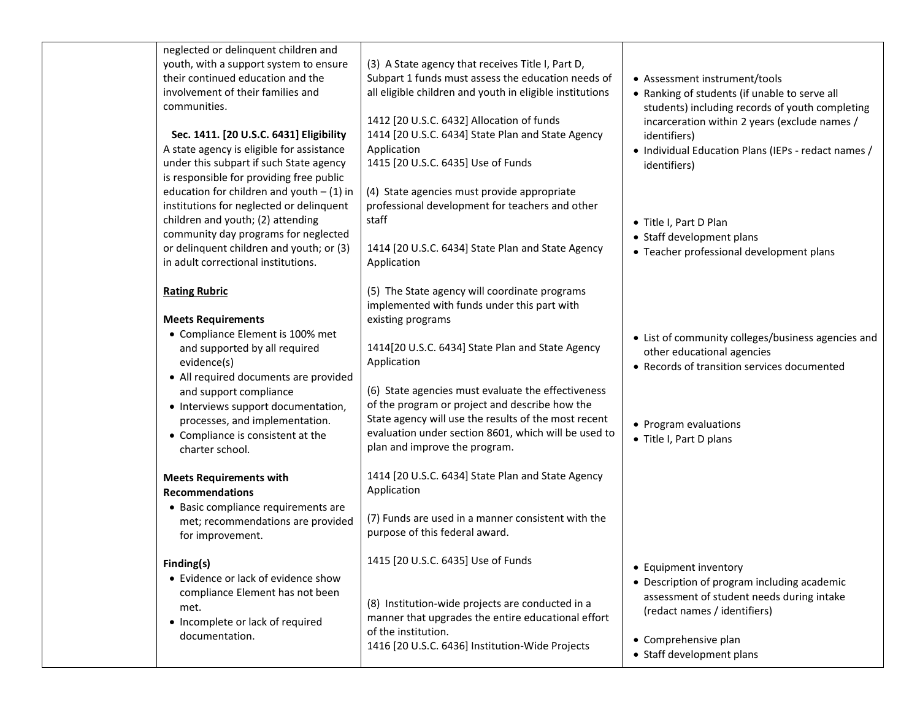| | | | |
|---|---|---|---|
| | neglected or delinquent children and youth, with a support system to ensure their continued education and the involvement of their families and communities.<br><br>**Sec. 1411. [20 U.S.C. 6431] Eligibility**<br>A state agency is eligible for assistance under this subpart if such State agency is responsible for providing free public education for children and youth – (1) in institutions for neglected or delinquent children and youth; (2) attending community day programs for neglected or delinquent children and youth; or (3) in adult correctional institutions.<br><br>**Rating Rubric**<br><br>**Meets Requirements**<br>• Compliance Element is 100% met and supported by all required evidence(s)<br>• All required documents are provided and support compliance<br>• Interviews support documentation, processes, and implementation.<br>• Compliance is consistent at the charter school.<br><br>**Meets Requirements with Recommendations**<br>• Basic compliance requirements are met; recommendations are provided for improvement.<br><br>**Finding(s)**<br>• Evidence or lack of evidence show compliance Element has not been met.<br>• Incomplete or lack of required documentation. | (3) A State agency that receives Title I, Part D, Subpart 1 funds must assess the education needs of all eligible children and youth in eligible institutions<br><br>1412 [20 U.S.C. 6432] Allocation of funds<br>1414 [20 U.S.C. 6434] State Plan and State Agency Application<br>1415 [20 U.S.C. 6435] Use of Funds<br><br>(4) State agencies must provide appropriate professional development for teachers and other staff<br><br>1414 [20 U.S.C. 6434] State Plan and State Agency Application<br><br>(5) The State agency will coordinate programs implemented with funds under this part with existing programs<br><br>1414[20 U.S.C. 6434] State Plan and State Agency Application<br><br>(6) State agencies must evaluate the effectiveness of the program or project and describe how the State agency will use the results of the most recent evaluation under section 8601, which will be used to plan and improve the program.<br><br>1414 [20 U.S.C. 6434] State Plan and State Agency Application<br><br>(7) Funds are used in a manner consistent with the purpose of this federal award.<br><br>1415 [20 U.S.C. 6435] Use of Funds<br><br>(8) Institution-wide projects are conducted in a manner that upgrades the entire educational effort of the institution.<br>1416 [20 U.S.C. 6436] Institution-Wide Projects | • Assessment instrument/tools<br>• Ranking of students (if unable to serve all students) including records of youth completing incarceration within 2 years (exclude names / identifiers)<br>• Individual Education Plans (IEPs - redact names / identifiers)<br><br>• Title I, Part D Plan<br>• Staff development plans<br>• Teacher professional development plans<br><br>• List of community colleges/business agencies and other educational agencies<br>• Records of transition services documented<br><br>• Program evaluations<br>• Title I, Part D plans<br><br>• Equipment inventory<br>• Description of program including academic assessment of student needs during intake (redact names / identifiers)<br><br>• Comprehensive plan<br>• Staff development plans |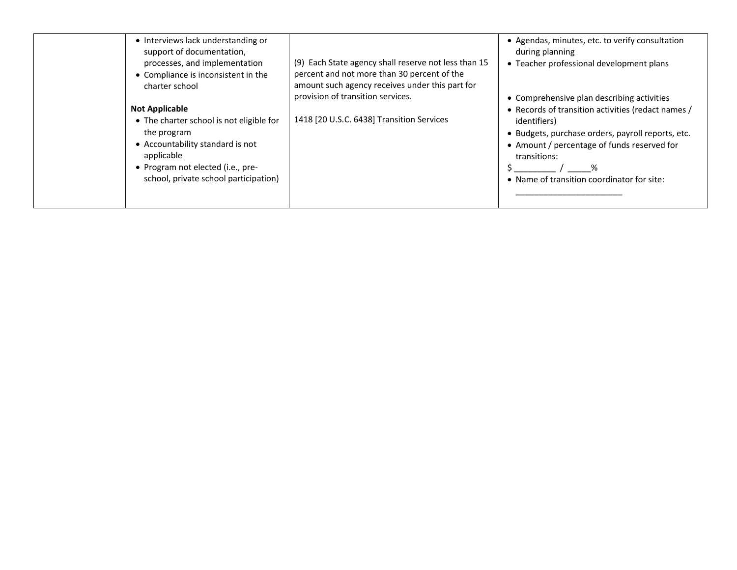| | | | |
|---|---|---|---|
| | • Interviews lack understanding or support of documentation, processes, and implementation<br>• Compliance is inconsistent in the charter school<br><br>**Not Applicable**<br>• The charter school is not eligible for the program<br>• Accountability standard is not applicable<br>• Program not elected (i.e., pre-school, private school participation) | (9) Each State agency shall reserve not less than 15 percent and not more than 30 percent of the amount such agency receives under this part for provision of transition services.<br><br>1418 [20 U.S.C. 6438] Transition Services | • Agendas, minutes, etc. to verify consultation during planning<br>• Teacher professional development plans<br><br>• Comprehensive plan describing activities<br>• Records of transition activities (redact names / identifiers)<br>• Budgets, purchase orders, payroll reports, etc.<br>• Amount / percentage of funds reserved for transitions:<br>$ _________ / _____%<br>• Name of transition coordinator for site: _______________________ |